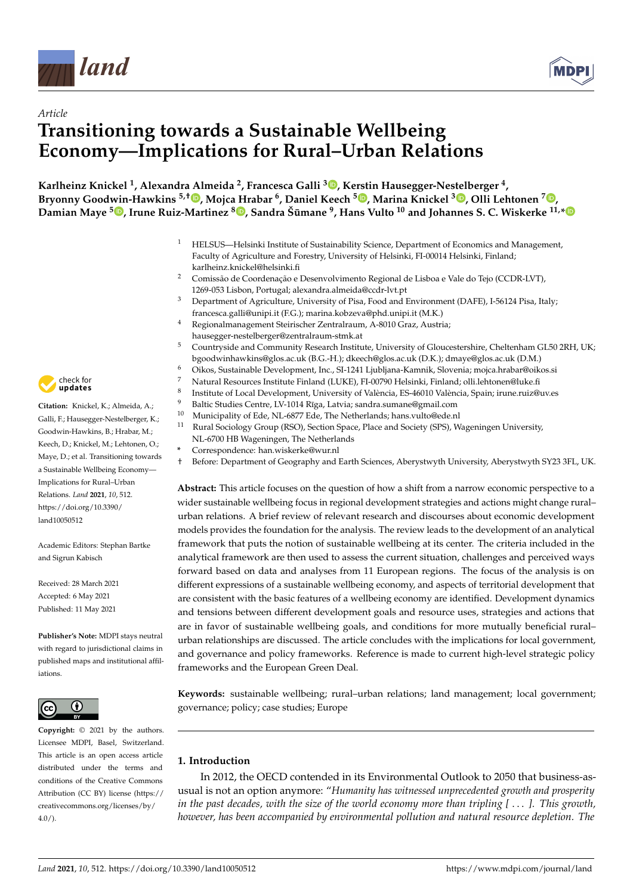*Article*

# Transitioning towards a Sustainable Wellbeing Economy—Implications for Rural–Urban Relations

**Karlheinz Knickel [1], Alexandra Almeida [2], Francesca Galli [3], Kerstin Hausegger-Nestelberger [4], Bryonny Goodwin-Hawkins [5,†], Mojca Hrabar [6], Daniel Keech [5], Marina Knickel [3], Olli Lehtonen [7], Damian Maye [5], Irune Ruiz-Martinez [8], Sandra Šūmane [9], Hans Vulto [10] and Johannes S. C. Wiskerke [11,*]**

1. HELSUS—Helsinki Institute of Sustainability Science, Department of Economics and Management, Faculty of Agriculture and Forestry, University of Helsinki, FI-00014 Helsinki, Finland; karlheinz.knickel@helsinki.fi
2. Comissão de Coordenação e Desenvolvimento Regional de Lisboa e Vale do Tejo (CCDR-LVT), 1269-053 Lisbon, Portugal; alexandra.almeida@ccdr-lvt.pt
3. Department of Agriculture, University of Pisa, Food and Environment (DAFE), I-56124 Pisa, Italy; francesca.galli@unipi.it (F.G.); marina.kobzeva@phd.unipi.it (M.K.)
4. Regionalmanagement Steirischer Zentralraum, A-8010 Graz, Austria; hausegger-nestelberger@zentralraum-stmk.at
5. Countryside and Community Research Institute, University of Gloucestershire, Cheltenham GL50 2RH, UK; bgoodwinhawkins@glos.ac.uk (B.G.-H.); dkeech@glos.ac.uk (D.K.); dmaye@glos.ac.uk (D.M.)
6. Oikos, Sustainable Development, Inc., SI-1241 Ljubljana-Kamnik, Slovenia; mojca.hrabar@oikos.si
7. Natural Resources Institute Finland (LUKE), FI-00790 Helsinki, Finland; olli.lehtonen@luke.fi
8. Institute of Local Development, University of València, ES-46010 València, Spain; irune.ruiz@uv.es
9. Baltic Studies Centre, LV-1014 Rīga, Latvia; sandra.sumane@gmail.com
10. Municipality of Ede, NL-6877 Ede, The Netherlands; hans.vulto@ede.nl
11. Rural Sociology Group (RSO), Section Space, Place and Society (SPS), Wageningen University, NL-6700 HB Wageningen, The Netherlands

\* Correspondence: han.wiskerke@wur.nl

† Before: Department of Geography and Earth Sciences, Aberystwyth University, Aberystwyth SY23 3FL, UK.

**Citation:** Knickel, K.; Almeida, A.; Galli, F.; Hausegger-Nestelberger, K.; Goodwin-Hawkins, B.; Hrabar, M.; Keech, D.; Knickel, M.; Lehtonen, O.; Maye, D.; et al. Transitioning towards a Sustainable Wellbeing Economy—Implications for Rural–Urban Relations. *Land* **2021**, *10*, 512. https://doi.org/10.3390/land10050512

Academic Editors: Stephan Bartke and Sigrun Kabisch

Received: 28 March 2021
Accepted: 6 May 2021
Published: 11 May 2021

**Publisher's Note:** MDPI stays neutral with regard to jurisdictional claims in published maps and institutional affiliations.

**Copyright:** © 2021 by the authors. Licensee MDPI, Basel, Switzerland. This article is an open access article distributed under the terms and conditions of the Creative Commons Attribution (CC BY) license (https://creativecommons.org/licenses/by/4.0/).

**Abstract:** This article focuses on the question of how a shift from a narrow economic perspective to a wider sustainable wellbeing focus in regional development strategies and actions might change rural–urban relations. A brief review of relevant research and discourses about economic development models provides the foundation for the analysis. The review leads to the development of an analytical framework that puts the notion of sustainable wellbeing at its center. The criteria included in the analytical framework are then used to assess the current situation, challenges and perceived ways forward based on data and analyses from 11 European regions. The focus of the analysis is on different expressions of a sustainable wellbeing economy, and aspects of territorial development that are consistent with the basic features of a wellbeing economy are identified. Development dynamics and tensions between different development goals and resource uses, strategies and actions that are in favor of sustainable wellbeing goals, and conditions for more mutually beneficial rural–urban relationships are discussed. The article concludes with the implications for local government, and governance and policy frameworks. Reference is made to current high-level strategic policy frameworks and the European Green Deal.

**Keywords:** sustainable wellbeing; rural–urban relations; land management; local government; governance; policy; case studies; Europe

## 1. Introduction

In 2012, the OECD contended in its Environmental Outlook to 2050 that business-as-usual is not an option anymore: "*Humanity has witnessed unprecedented growth and prosperity in the past decades, with the size of the world economy more than tripling [ . . . ]. This growth, however, has been accompanied by environmental pollution and natural resource depletion. The*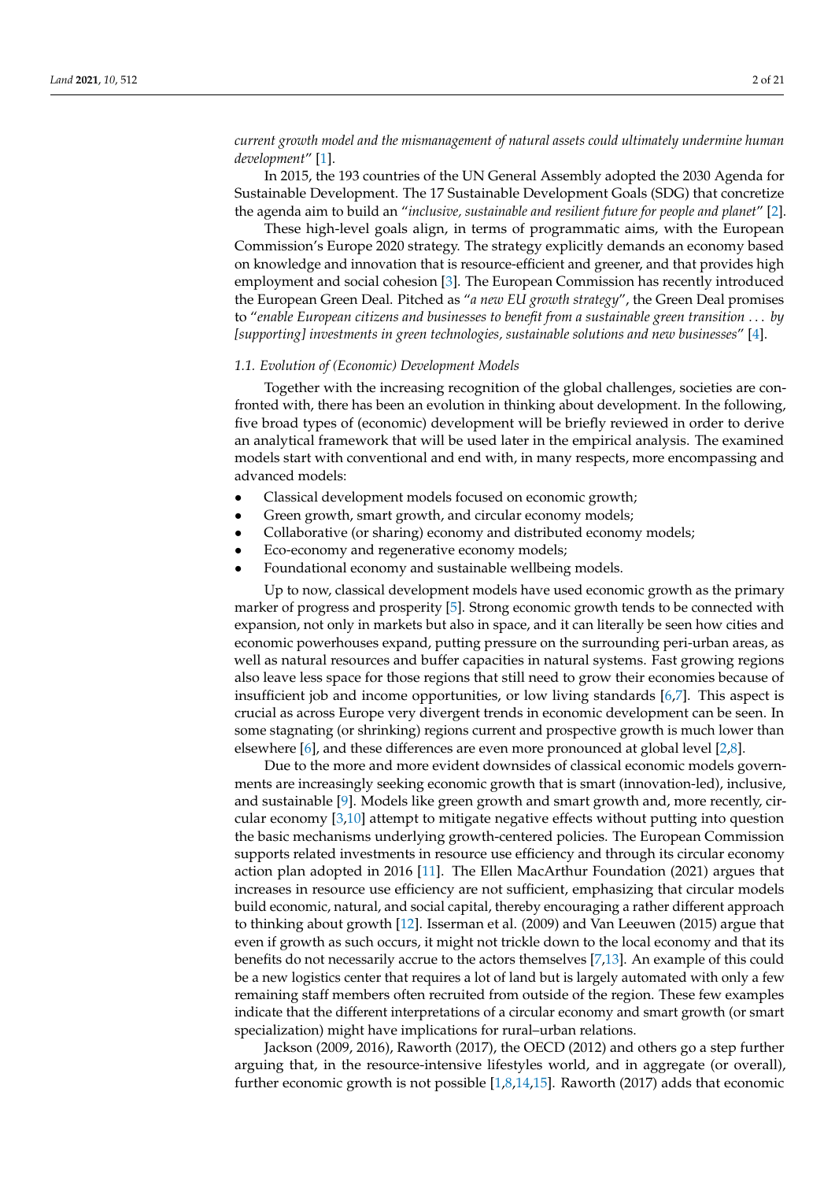*current growth model and the mismanagement of natural assets could ultimately undermine human development*" [1].

In 2015, the 193 countries of the UN General Assembly adopted the 2030 Agenda for Sustainable Development. The 17 Sustainable Development Goals (SDG) that concretize the agenda aim to build an "*inclusive, sustainable and resilient future for people and planet*" [2].

These high-level goals align, in terms of programmatic aims, with the European Commission's Europe 2020 strategy. The strategy explicitly demands an economy based on knowledge and innovation that is resource-efficient and greener, and that provides high employment and social cohesion [3]. The European Commission has recently introduced the European Green Deal. Pitched as "*a new EU growth strategy*", the Green Deal promises to "*enable European citizens and businesses to benefit from a sustainable green transition . . . by [supporting] investments in green technologies, sustainable solutions and new businesses*" [4].

### 1.1. Evolution of (Economic) Development Models

Together with the increasing recognition of the global challenges, societies are confronted with, there has been an evolution in thinking about development. In the following, five broad types of (economic) development will be briefly reviewed in order to derive an analytical framework that will be used later in the empirical analysis. The examined models start with conventional and end with, in many respects, more encompassing and advanced models:

- Classical development models focused on economic growth;
- Green growth, smart growth, and circular economy models;
- Collaborative (or sharing) economy and distributed economy models;
- Eco-economy and regenerative economy models;
- Foundational economy and sustainable wellbeing models.

Up to now, classical development models have used economic growth as the primary marker of progress and prosperity [5]. Strong economic growth tends to be connected with expansion, not only in markets but also in space, and it can literally be seen how cities and economic powerhouses expand, putting pressure on the surrounding peri-urban areas, as well as natural resources and buffer capacities in natural systems. Fast growing regions also leave less space for those regions that still need to grow their economies because of insufficient job and income opportunities, or low living standards [6,7]. This aspect is crucial as across Europe very divergent trends in economic development can be seen. In some stagnating (or shrinking) regions current and prospective growth is much lower than elsewhere [6], and these differences are even more pronounced at global level [2,8].

Due to the more and more evident downsides of classical economic models governments are increasingly seeking economic growth that is smart (innovation-led), inclusive, and sustainable [9]. Models like green growth and smart growth and, more recently, circular economy [3,10] attempt to mitigate negative effects without putting into question the basic mechanisms underlying growth-centered policies. The European Commission supports related investments in resource use efficiency and through its circular economy action plan adopted in 2016 [11]. The Ellen MacArthur Foundation (2021) argues that increases in resource use efficiency are not sufficient, emphasizing that circular models build economic, natural, and social capital, thereby encouraging a rather different approach to thinking about growth [12]. Isserman et al. (2009) and Van Leeuwen (2015) argue that even if growth as such occurs, it might not trickle down to the local economy and that its benefits do not necessarily accrue to the actors themselves [7,13]. An example of this could be a new logistics center that requires a lot of land but is largely automated with only a few remaining staff members often recruited from outside of the region. These few examples indicate that the different interpretations of a circular economy and smart growth (or smart specialization) might have implications for rural–urban relations.

Jackson (2009, 2016), Raworth (2017), the OECD (2012) and others go a step further arguing that, in the resource-intensive lifestyles world, and in aggregate (or overall), further economic growth is not possible [1,8,14,15]. Raworth (2017) adds that economic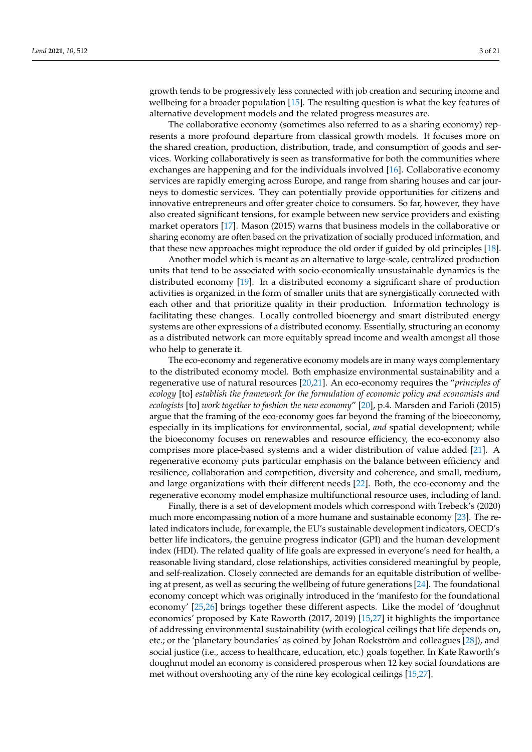growth tends to be progressively less connected with job creation and securing income and wellbeing for a broader population [15]. The resulting question is what the key features of alternative development models and the related progress measures are.

The collaborative economy (sometimes also referred to as a sharing economy) represents a more profound departure from classical growth models. It focuses more on the shared creation, production, distribution, trade, and consumption of goods and services. Working collaboratively is seen as transformative for both the communities where exchanges are happening and for the individuals involved [16]. Collaborative economy services are rapidly emerging across Europe, and range from sharing houses and car journeys to domestic services. They can potentially provide opportunities for citizens and innovative entrepreneurs and offer greater choice to consumers. So far, however, they have also created significant tensions, for example between new service providers and existing market operators [17]. Mason (2015) warns that business models in the collaborative or sharing economy are often based on the privatization of socially produced information, and that these new approaches might reproduce the old order if guided by old principles [18].

Another model which is meant as an alternative to large-scale, centralized production units that tend to be associated with socio-economically unsustainable dynamics is the distributed economy [19]. In a distributed economy a significant share of production activities is organized in the form of smaller units that are synergistically connected with each other and that prioritize quality in their production. Information technology is facilitating these changes. Locally controlled bioenergy and smart distributed energy systems are other expressions of a distributed economy. Essentially, structuring an economy as a distributed network can more equitably spread income and wealth amongst all those who help to generate it.

The eco-economy and regenerative economy models are in many ways complementary to the distributed economy model. Both emphasize environmental sustainability and a regenerative use of natural resources [20,21]. An eco-economy requires the "*principles of ecology* [to] *establish the framework for the formulation of economic policy and economists and ecologists* [to] *work together to fashion the new economy*" [20], p.4. Marsden and Farioli (2015) argue that the framing of the eco-economy goes far beyond the framing of the bioeconomy, especially in its implications for environmental, social, *and* spatial development; while the bioeconomy focuses on renewables and resource efficiency, the eco-economy also comprises more place-based systems and a wider distribution of value added [21]. A regenerative economy puts particular emphasis on the balance between efficiency and resilience, collaboration and competition, diversity and coherence, and small, medium, and large organizations with their different needs [22]. Both, the eco-economy and the regenerative economy model emphasize multifunctional resource uses, including of land.

Finally, there is a set of development models which correspond with Trebeck's (2020) much more encompassing notion of a more humane and sustainable economy [23]. The related indicators include, for example, the EU's sustainable development indicators, OECD's better life indicators, the genuine progress indicator (GPI) and the human development index (HDI). The related quality of life goals are expressed in everyone's need for health, a reasonable living standard, close relationships, activities considered meaningful by people, and self-realization. Closely connected are demands for an equitable distribution of wellbeing at present, as well as securing the wellbeing of future generations [24]. The foundational economy concept which was originally introduced in the 'manifesto for the foundational economy' [25,26] brings together these different aspects. Like the model of 'doughnut economics' proposed by Kate Raworth (2017, 2019) [15,27] it highlights the importance of addressing environmental sustainability (with ecological ceilings that life depends on, etc.; or the 'planetary boundaries' as coined by Johan Rockström and colleagues [28]), and social justice (i.e., access to healthcare, education, etc.) goals together. In Kate Raworth's doughnut model an economy is considered prosperous when 12 key social foundations are met without overshooting any of the nine key ecological ceilings [15,27].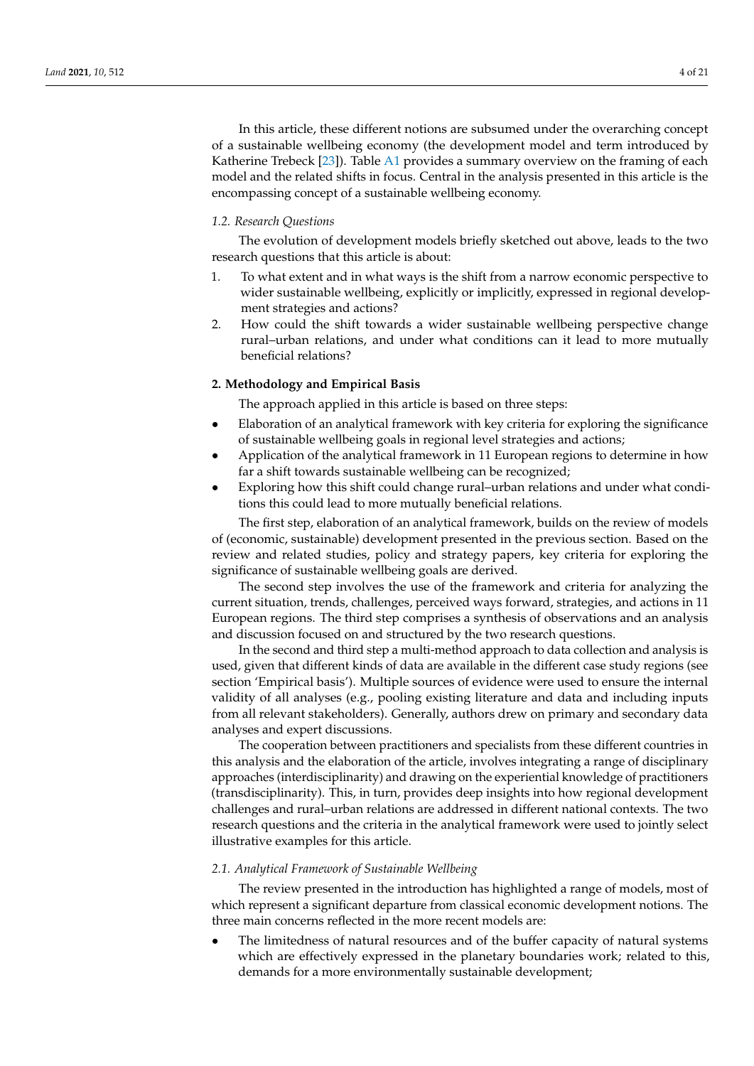In this article, these different notions are subsumed under the overarching concept of a sustainable wellbeing economy (the development model and term introduced by Katherine Trebeck [23]). Table A1 provides a summary overview on the framing of each model and the related shifts in focus. Central in the analysis presented in this article is the encompassing concept of a sustainable wellbeing economy.

### *1.2. Research Questions*

The evolution of development models briefly sketched out above, leads to the two research questions that this article is about:

1. To what extent and in what ways is the shift from a narrow economic perspective to wider sustainable wellbeing, explicitly or implicitly, expressed in regional development strategies and actions?
2. How could the shift towards a wider sustainable wellbeing perspective change rural–urban relations, and under what conditions can it lead to more mutually beneficial relations?

## **2. Methodology and Empirical Basis**

The approach applied in this article is based on three steps:

- Elaboration of an analytical framework with key criteria for exploring the significance of sustainable wellbeing goals in regional level strategies and actions;
- Application of the analytical framework in 11 European regions to determine in how far a shift towards sustainable wellbeing can be recognized;
- Exploring how this shift could change rural–urban relations and under what conditions this could lead to more mutually beneficial relations.

The first step, elaboration of an analytical framework, builds on the review of models of (economic, sustainable) development presented in the previous section. Based on the review and related studies, policy and strategy papers, key criteria for exploring the significance of sustainable wellbeing goals are derived.

The second step involves the use of the framework and criteria for analyzing the current situation, trends, challenges, perceived ways forward, strategies, and actions in 11 European regions. The third step comprises a synthesis of observations and an analysis and discussion focused on and structured by the two research questions.

In the second and third step a multi-method approach to data collection and analysis is used, given that different kinds of data are available in the different case study regions (see section 'Empirical basis'). Multiple sources of evidence were used to ensure the internal validity of all analyses (e.g., pooling existing literature and data and including inputs from all relevant stakeholders). Generally, authors drew on primary and secondary data analyses and expert discussions.

The cooperation between practitioners and specialists from these different countries in this analysis and the elaboration of the article, involves integrating a range of disciplinary approaches (interdisciplinarity) and drawing on the experiential knowledge of practitioners (transdisciplinarity). This, in turn, provides deep insights into how regional development challenges and rural–urban relations are addressed in different national contexts. The two research questions and the criteria in the analytical framework were used to jointly select illustrative examples for this article.

### *2.1. Analytical Framework of Sustainable Wellbeing*

The review presented in the introduction has highlighted a range of models, most of which represent a significant departure from classical economic development notions. The three main concerns reflected in the more recent models are:

- The limitedness of natural resources and of the buffer capacity of natural systems which are effectively expressed in the planetary boundaries work; related to this, demands for a more environmentally sustainable development;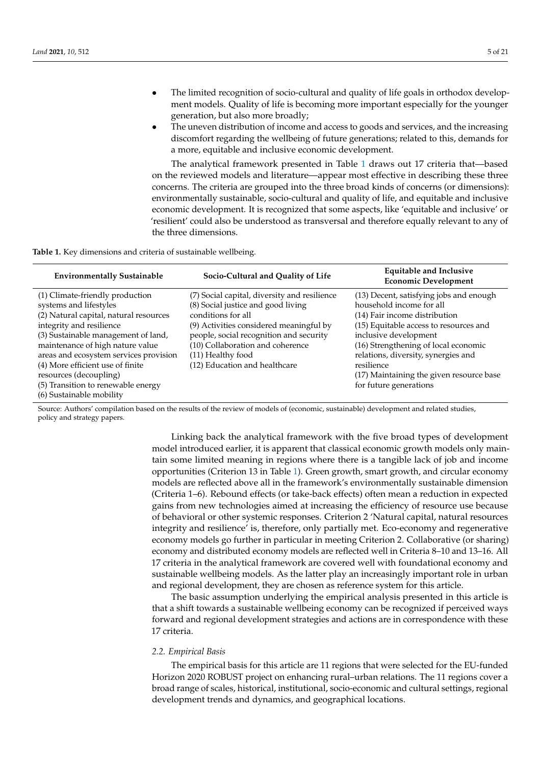- The limited recognition of socio-cultural and quality of life goals in orthodox development models. Quality of life is becoming more important especially for the younger generation, but also more broadly;
- The uneven distribution of income and access to goods and services, and the increasing discomfort regarding the wellbeing of future generations; related to this, demands for a more, equitable and inclusive economic development.

The analytical framework presented in Table 1 draws out 17 criteria that—based on the reviewed models and literature—appear most effective in describing these three concerns. The criteria are grouped into the three broad kinds of concerns (or dimensions): environmentally sustainable, socio-cultural and quality of life, and equitable and inclusive economic development. It is recognized that some aspects, like 'equitable and inclusive' or 'resilient' could also be understood as transversal and therefore equally relevant to any of the three dimensions.

**Table 1.** Key dimensions and criteria of sustainable wellbeing.

| Environmentally Sustainable | Socio-Cultural and Quality of Life | Equitable and Inclusive Economic Development |
|---|---|---|
| (1) Climate-friendly production systems and lifestyles<br>(2) Natural capital, natural resources integrity and resilience<br>(3) Sustainable management of land, maintenance of high nature value areas and ecosystem services provision<br>(4) More efficient use of finite resources (decoupling)<br>(5) Transition to renewable energy<br>(6) Sustainable mobility | (7) Social capital, diversity and resilience<br>(8) Social justice and good living conditions for all<br>(9) Activities considered meaningful by people, social recognition and security<br>(10) Collaboration and coherence<br>(11) Healthy food<br>(12) Education and healthcare | (13) Decent, satisfying jobs and enough household income for all<br>(14) Fair income distribution<br>(15) Equitable access to resources and inclusive development<br>(16) Strengthening of local economic relations, diversity, synergies and resilience<br>(17) Maintaining the given resource base for future generations |

Source: Authors' compilation based on the results of the review of models of (economic, sustainable) development and related studies, policy and strategy papers.

Linking back the analytical framework with the five broad types of development model introduced earlier, it is apparent that classical economic growth models only maintain some limited meaning in regions where there is a tangible lack of job and income opportunities (Criterion 13 in Table 1). Green growth, smart growth, and circular economy models are reflected above all in the framework's environmentally sustainable dimension (Criteria 1–6). Rebound effects (or take-back effects) often mean a reduction in expected gains from new technologies aimed at increasing the efficiency of resource use because of behavioral or other systemic responses. Criterion 2 'Natural capital, natural resources integrity and resilience' is, therefore, only partially met. Eco-economy and regenerative economy models go further in particular in meeting Criterion 2. Collaborative (or sharing) economy and distributed economy models are reflected well in Criteria 8–10 and 13–16. All 17 criteria in the analytical framework are covered well with foundational economy and sustainable wellbeing models. As the latter play an increasingly important role in urban and regional development, they are chosen as reference system for this article.

The basic assumption underlying the empirical analysis presented in this article is that a shift towards a sustainable wellbeing economy can be recognized if perceived ways forward and regional development strategies and actions are in correspondence with these 17 criteria.

### 2.2. Empirical Basis

The empirical basis for this article are 11 regions that were selected for the EU-funded Horizon 2020 ROBUST project on enhancing rural–urban relations. The 11 regions cover a broad range of scales, historical, institutional, socio-economic and cultural settings, regional development trends and dynamics, and geographical locations.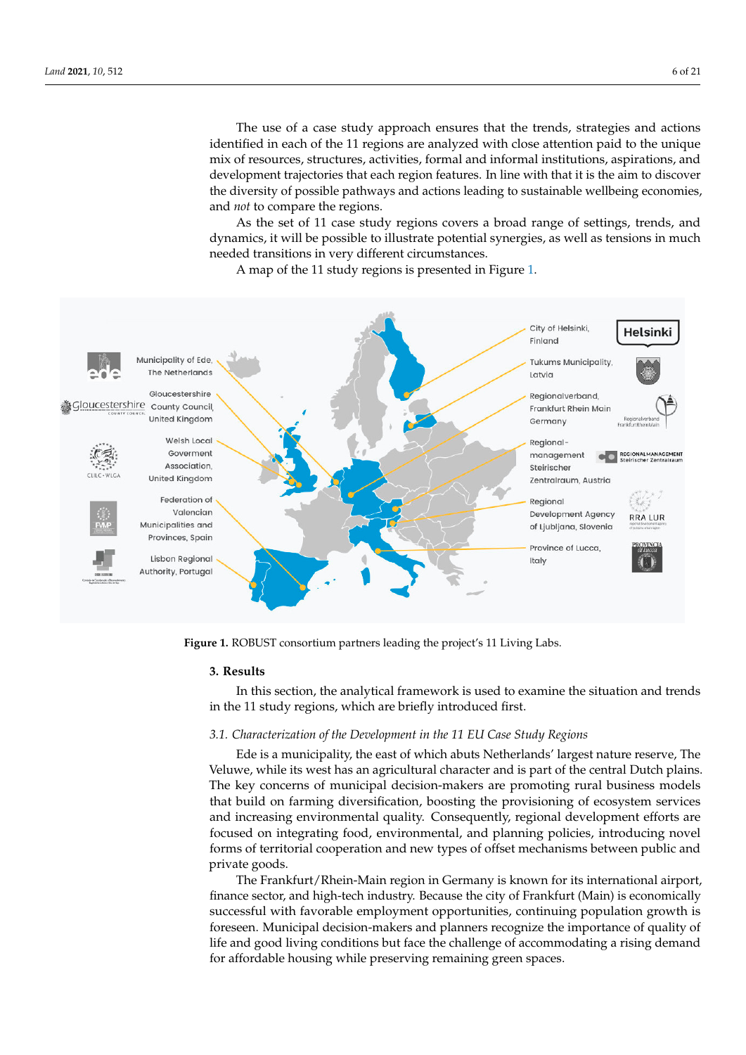The use of a case study approach ensures that the trends, strategies and actions identified in each of the 11 regions are analyzed with close attention paid to the unique mix of resources, structures, activities, formal and informal institutions, aspirations, and development trajectories that each region features. In line with that it is the aim to discover the diversity of possible pathways and actions leading to sustainable wellbeing economies, and *not* to compare the regions.

As the set of 11 case study regions covers a broad range of settings, trends, and dynamics, it will be possible to illustrate potential synergies, as well as tensions in much needed transitions in very different circumstances.

A map of the 11 study regions is presented in Figure 1.

**Figure 1.** ROBUST consortium partners leading the project's 11 Living Labs.

## 3. Results

In this section, the analytical framework is used to examine the situation and trends in the 11 study regions, which are briefly introduced first.

### *3.1. Characterization of the Development in the 11 EU Case Study Regions*

Ede is a municipality, the east of which abuts Netherlands' largest nature reserve, The Veluwe, while its west has an agricultural character and is part of the central Dutch plains. The key concerns of municipal decision-makers are promoting rural business models that build on farming diversification, boosting the provisioning of ecosystem services and increasing environmental quality. Consequently, regional development efforts are focused on integrating food, environmental, and planning policies, introducing novel forms of territorial cooperation and new types of offset mechanisms between public and private goods.

The Frankfurt/Rhein-Main region in Germany is known for its international airport, finance sector, and high-tech industry. Because the city of Frankfurt (Main) is economically successful with favorable employment opportunities, continuing population growth is foreseen. Municipal decision-makers and planners recognize the importance of quality of life and good living conditions but face the challenge of accommodating a rising demand for affordable housing while preserving remaining green spaces.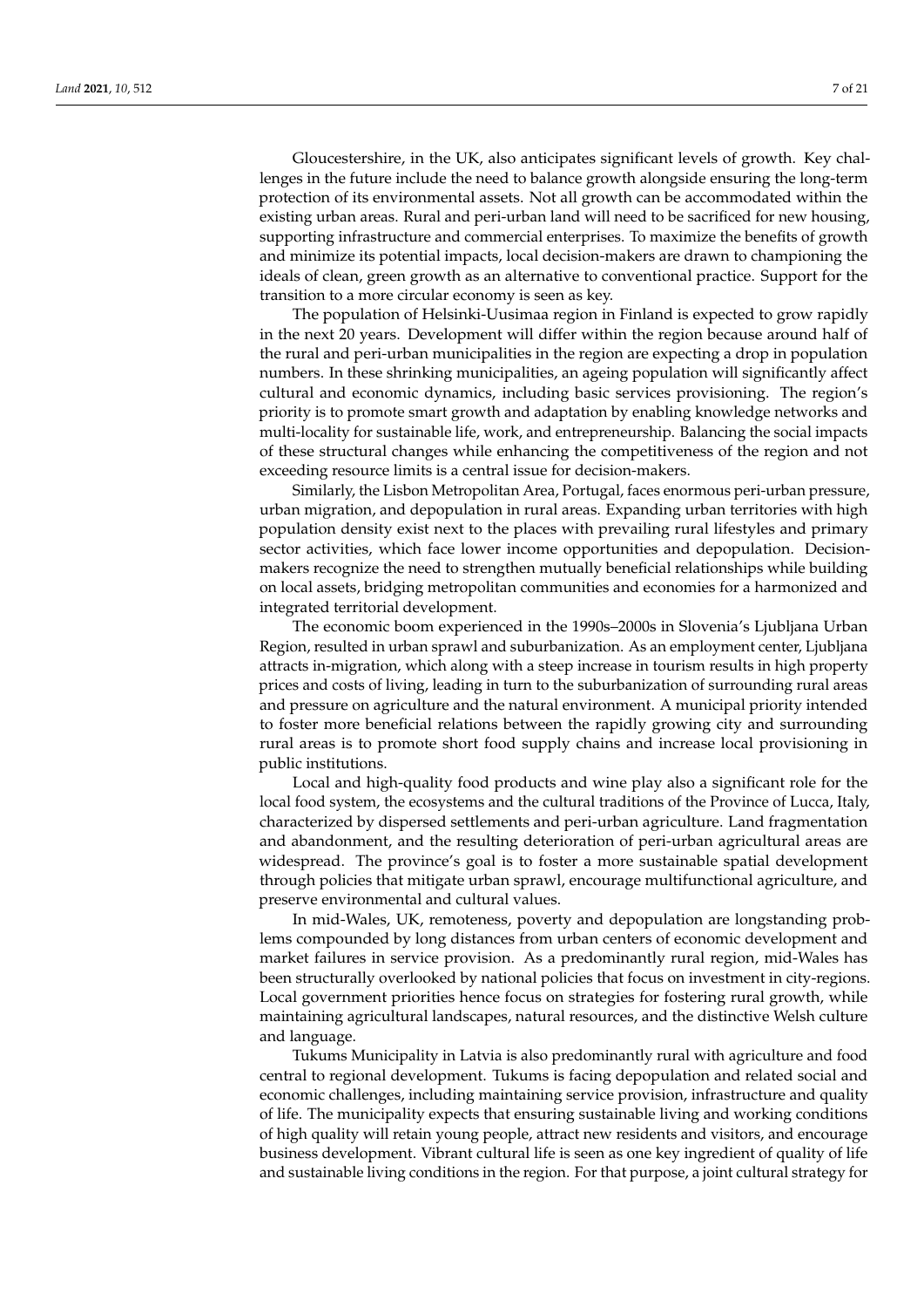Gloucestershire, in the UK, also anticipates significant levels of growth. Key challenges in the future include the need to balance growth alongside ensuring the long-term protection of its environmental assets. Not all growth can be accommodated within the existing urban areas. Rural and peri-urban land will need to be sacrificed for new housing, supporting infrastructure and commercial enterprises. To maximize the benefits of growth and minimize its potential impacts, local decision-makers are drawn to championing the ideals of clean, green growth as an alternative to conventional practice. Support for the transition to a more circular economy is seen as key.

The population of Helsinki-Uusimaa region in Finland is expected to grow rapidly in the next 20 years. Development will differ within the region because around half of the rural and peri-urban municipalities in the region are expecting a drop in population numbers. In these shrinking municipalities, an ageing population will significantly affect cultural and economic dynamics, including basic services provisioning. The region's priority is to promote smart growth and adaptation by enabling knowledge networks and multi-locality for sustainable life, work, and entrepreneurship. Balancing the social impacts of these structural changes while enhancing the competitiveness of the region and not exceeding resource limits is a central issue for decision-makers.

Similarly, the Lisbon Metropolitan Area, Portugal, faces enormous peri-urban pressure, urban migration, and depopulation in rural areas. Expanding urban territories with high population density exist next to the places with prevailing rural lifestyles and primary sector activities, which face lower income opportunities and depopulation. Decision-makers recognize the need to strengthen mutually beneficial relationships while building on local assets, bridging metropolitan communities and economies for a harmonized and integrated territorial development.

The economic boom experienced in the 1990s–2000s in Slovenia's Ljubljana Urban Region, resulted in urban sprawl and suburbanization. As an employment center, Ljubljana attracts in-migration, which along with a steep increase in tourism results in high property prices and costs of living, leading in turn to the suburbanization of surrounding rural areas and pressure on agriculture and the natural environment. A municipal priority intended to foster more beneficial relations between the rapidly growing city and surrounding rural areas is to promote short food supply chains and increase local provisioning in public institutions.

Local and high-quality food products and wine play also a significant role for the local food system, the ecosystems and the cultural traditions of the Province of Lucca, Italy, characterized by dispersed settlements and peri-urban agriculture. Land fragmentation and abandonment, and the resulting deterioration of peri-urban agricultural areas are widespread. The province's goal is to foster a more sustainable spatial development through policies that mitigate urban sprawl, encourage multifunctional agriculture, and preserve environmental and cultural values.

In mid-Wales, UK, remoteness, poverty and depopulation are longstanding problems compounded by long distances from urban centers of economic development and market failures in service provision. As a predominantly rural region, mid-Wales has been structurally overlooked by national policies that focus on investment in city-regions. Local government priorities hence focus on strategies for fostering rural growth, while maintaining agricultural landscapes, natural resources, and the distinctive Welsh culture and language.

Tukums Municipality in Latvia is also predominantly rural with agriculture and food central to regional development. Tukums is facing depopulation and related social and economic challenges, including maintaining service provision, infrastructure and quality of life. The municipality expects that ensuring sustainable living and working conditions of high quality will retain young people, attract new residents and visitors, and encourage business development. Vibrant cultural life is seen as one key ingredient of quality of life and sustainable living conditions in the region. For that purpose, a joint cultural strategy for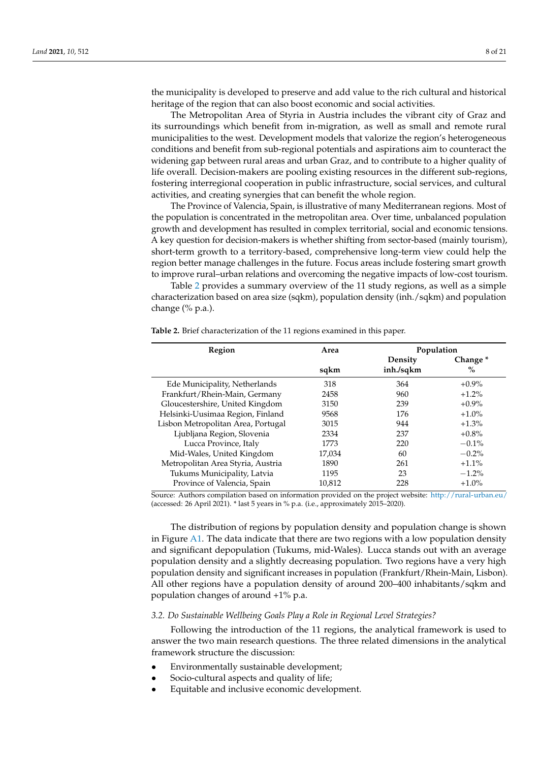the municipality is developed to preserve and add value to the rich cultural and historical heritage of the region that can also boost economic and social activities.

The Metropolitan Area of Styria in Austria includes the vibrant city of Graz and its surroundings which benefit from in-migration, as well as small and remote rural municipalities to the west. Development models that valorize the region's heterogeneous conditions and benefit from sub-regional potentials and aspirations aim to counteract the widening gap between rural areas and urban Graz, and to contribute to a higher quality of life overall. Decision-makers are pooling existing resources in the different sub-regions, fostering interregional cooperation in public infrastructure, social services, and cultural activities, and creating synergies that can benefit the whole region.

The Province of Valencia, Spain, is illustrative of many Mediterranean regions. Most of the population is concentrated in the metropolitan area. Over time, unbalanced population growth and development has resulted in complex territorial, social and economic tensions. A key question for decision-makers is whether shifting from sector-based (mainly tourism), short-term growth to a territory-based, comprehensive long-term view could help the region better manage challenges in the future. Focus areas include fostering smart growth to improve rural–urban relations and overcoming the negative impacts of low-cost tourism.

Table 2 provides a summary overview of the 11 study regions, as well as a simple characterization based on area size (sqkm), population density (inh./sqkm) and population change (% p.a.).

**Table 2.** Brief characterization of the 11 regions examined in this paper.

| Region | Area | Population | |
|---|---|---|---|
| | | Density | Change * |
| | sqkm | inh./sqkm | % |
| Ede Municipality, Netherlands | 318 | 364 | +0.9% |
| Frankfurt/Rhein-Main, Germany | 2458 | 960 | +1.2% |
| Gloucestershire, United Kingdom | 3150 | 239 | +0.9% |
| Helsinki-Uusimaa Region, Finland | 9568 | 176 | +1.0% |
| Lisbon Metropolitan Area, Portugal | 3015 | 944 | +1.3% |
| Ljubljana Region, Slovenia | 2334 | 237 | +0.8% |
| Lucca Province, Italy | 1773 | 220 | −0.1% |
| Mid-Wales, United Kingdom | 17,034 | 60 | −0.2% |
| Metropolitan Area Styria, Austria | 1890 | 261 | +1.1% |
| Tukums Municipality, Latvia | 1195 | 23 | −1.2% |
| Province of Valencia, Spain | 10,812 | 228 | +1.0% |

Source: Authors compilation based on information provided on the project website: http://rural-urban.eu/ (accessed: 26 April 2021). * last 5 years in % p.a. (i.e., approximately 2015–2020).

The distribution of regions by population density and population change is shown in Figure A1. The data indicate that there are two regions with a low population density and significant depopulation (Tukums, mid-Wales). Lucca stands out with an average population density and a slightly decreasing population. Two regions have a very high population density and significant increases in population (Frankfurt/Rhein-Main, Lisbon). All other regions have a population density of around 200–400 inhabitants/sqkm and population changes of around +1% p.a.

### *3.2. Do Sustainable Wellbeing Goals Play a Role in Regional Level Strategies?*

Following the introduction of the 11 regions, the analytical framework is used to answer the two main research questions. The three related dimensions in the analytical framework structure the discussion:

- Environmentally sustainable development;
- Socio-cultural aspects and quality of life;
- Equitable and inclusive economic development.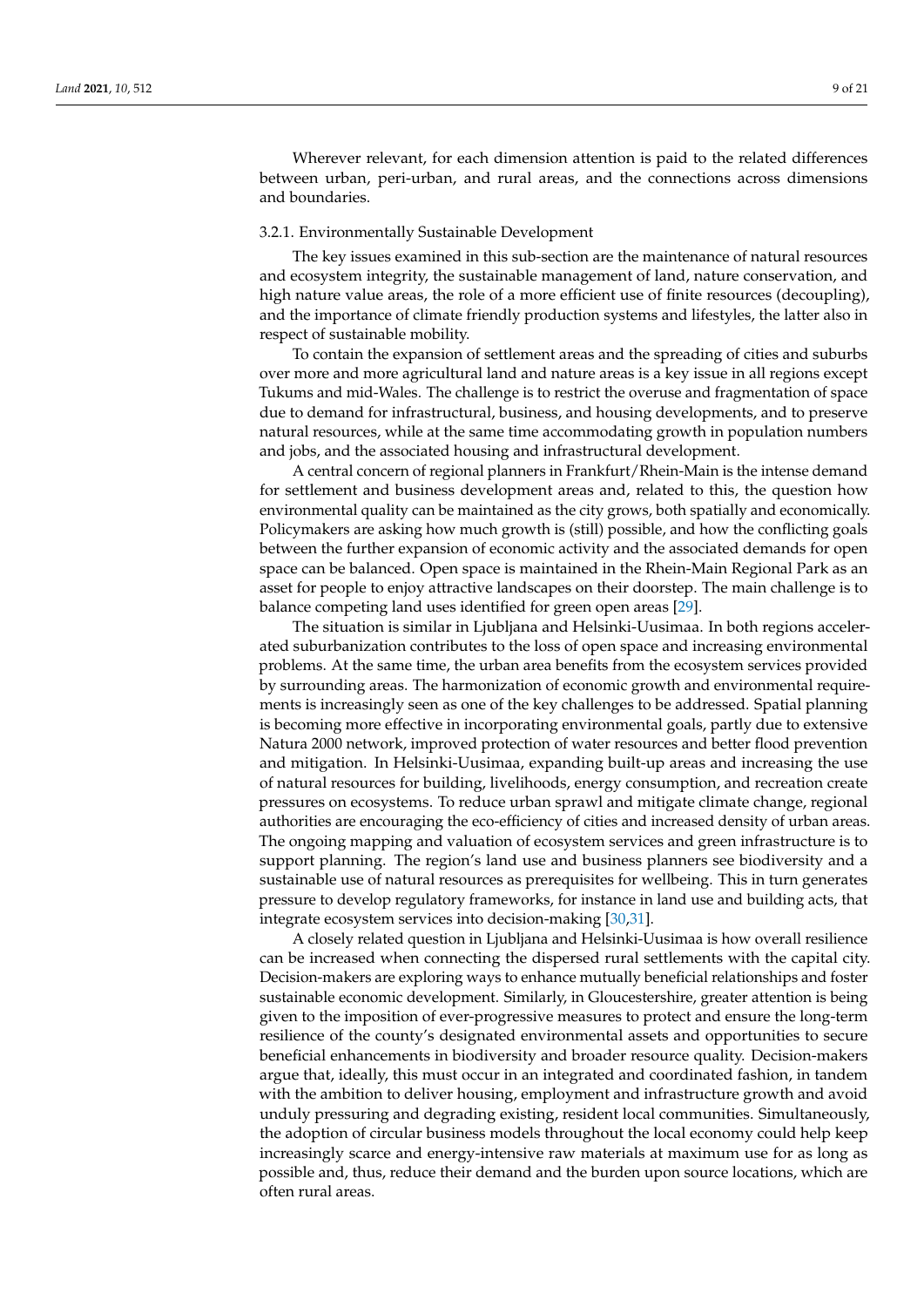Wherever relevant, for each dimension attention is paid to the related differences between urban, peri-urban, and rural areas, and the connections across dimensions and boundaries.

### 3.2.1. Environmentally Sustainable Development

The key issues examined in this sub-section are the maintenance of natural resources and ecosystem integrity, the sustainable management of land, nature conservation, and high nature value areas, the role of a more efficient use of finite resources (decoupling), and the importance of climate friendly production systems and lifestyles, the latter also in respect of sustainable mobility.

To contain the expansion of settlement areas and the spreading of cities and suburbs over more and more agricultural land and nature areas is a key issue in all regions except Tukums and mid-Wales. The challenge is to restrict the overuse and fragmentation of space due to demand for infrastructural, business, and housing developments, and to preserve natural resources, while at the same time accommodating growth in population numbers and jobs, and the associated housing and infrastructural development.

A central concern of regional planners in Frankfurt/Rhein-Main is the intense demand for settlement and business development areas and, related to this, the question how environmental quality can be maintained as the city grows, both spatially and economically. Policymakers are asking how much growth is (still) possible, and how the conflicting goals between the further expansion of economic activity and the associated demands for open space can be balanced. Open space is maintained in the Rhein-Main Regional Park as an asset for people to enjoy attractive landscapes on their doorstep. The main challenge is to balance competing land uses identified for green open areas [29].

The situation is similar in Ljubljana and Helsinki-Uusimaa. In both regions accelerated suburbanization contributes to the loss of open space and increasing environmental problems. At the same time, the urban area benefits from the ecosystem services provided by surrounding areas. The harmonization of economic growth and environmental requirements is increasingly seen as one of the key challenges to be addressed. Spatial planning is becoming more effective in incorporating environmental goals, partly due to extensive Natura 2000 network, improved protection of water resources and better flood prevention and mitigation. In Helsinki-Uusimaa, expanding built-up areas and increasing the use of natural resources for building, livelihoods, energy consumption, and recreation create pressures on ecosystems. To reduce urban sprawl and mitigate climate change, regional authorities are encouraging the eco-efficiency of cities and increased density of urban areas. The ongoing mapping and valuation of ecosystem services and green infrastructure is to support planning. The region's land use and business planners see biodiversity and a sustainable use of natural resources as prerequisites for wellbeing. This in turn generates pressure to develop regulatory frameworks, for instance in land use and building acts, that integrate ecosystem services into decision-making [30,31].

A closely related question in Ljubljana and Helsinki-Uusimaa is how overall resilience can be increased when connecting the dispersed rural settlements with the capital city. Decision-makers are exploring ways to enhance mutually beneficial relationships and foster sustainable economic development. Similarly, in Gloucestershire, greater attention is being given to the imposition of ever-progressive measures to protect and ensure the long-term resilience of the county's designated environmental assets and opportunities to secure beneficial enhancements in biodiversity and broader resource quality. Decision-makers argue that, ideally, this must occur in an integrated and coordinated fashion, in tandem with the ambition to deliver housing, employment and infrastructure growth and avoid unduly pressuring and degrading existing, resident local communities. Simultaneously, the adoption of circular business models throughout the local economy could help keep increasingly scarce and energy-intensive raw materials at maximum use for as long as possible and, thus, reduce their demand and the burden upon source locations, which are often rural areas.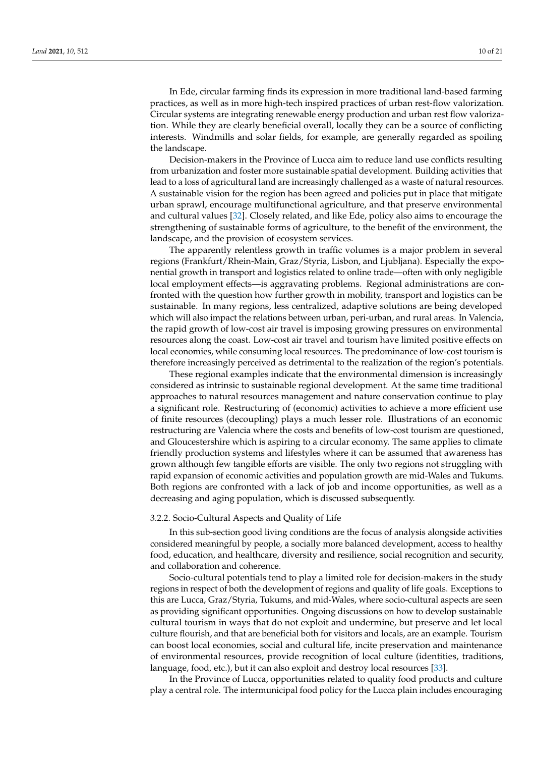In Ede, circular farming finds its expression in more traditional land-based farming practices, as well as in more high-tech inspired practices of urban rest-flow valorization. Circular systems are integrating renewable energy production and urban rest flow valorization. While they are clearly beneficial overall, locally they can be a source of conflicting interests. Windmills and solar fields, for example, are generally regarded as spoiling the landscape.

Decision-makers in the Province of Lucca aim to reduce land use conflicts resulting from urbanization and foster more sustainable spatial development. Building activities that lead to a loss of agricultural land are increasingly challenged as a waste of natural resources. A sustainable vision for the region has been agreed and policies put in place that mitigate urban sprawl, encourage multifunctional agriculture, and that preserve environmental and cultural values [32]. Closely related, and like Ede, policy also aims to encourage the strengthening of sustainable forms of agriculture, to the benefit of the environment, the landscape, and the provision of ecosystem services.

The apparently relentless growth in traffic volumes is a major problem in several regions (Frankfurt/Rhein-Main, Graz/Styria, Lisbon, and Ljubljana). Especially the exponential growth in transport and logistics related to online trade—often with only negligible local employment effects—is aggravating problems. Regional administrations are confronted with the question how further growth in mobility, transport and logistics can be sustainable. In many regions, less centralized, adaptive solutions are being developed which will also impact the relations between urban, peri-urban, and rural areas. In Valencia, the rapid growth of low-cost air travel is imposing growing pressures on environmental resources along the coast. Low-cost air travel and tourism have limited positive effects on local economies, while consuming local resources. The predominance of low-cost tourism is therefore increasingly perceived as detrimental to the realization of the region's potentials.

These regional examples indicate that the environmental dimension is increasingly considered as intrinsic to sustainable regional development. At the same time traditional approaches to natural resources management and nature conservation continue to play a significant role. Restructuring of (economic) activities to achieve a more efficient use of finite resources (decoupling) plays a much lesser role. Illustrations of an economic restructuring are Valencia where the costs and benefits of low-cost tourism are questioned, and Gloucestershire which is aspiring to a circular economy. The same applies to climate friendly production systems and lifestyles where it can be assumed that awareness has grown although few tangible efforts are visible. The only two regions not struggling with rapid expansion of economic activities and population growth are mid-Wales and Tukums. Both regions are confronted with a lack of job and income opportunities, as well as a decreasing and aging population, which is discussed subsequently.

### 3.2.2. Socio-Cultural Aspects and Quality of Life

In this sub-section good living conditions are the focus of analysis alongside activities considered meaningful by people, a socially more balanced development, access to healthy food, education, and healthcare, diversity and resilience, social recognition and security, and collaboration and coherence.

Socio-cultural potentials tend to play a limited role for decision-makers in the study regions in respect of both the development of regions and quality of life goals. Exceptions to this are Lucca, Graz/Styria, Tukums, and mid-Wales, where socio-cultural aspects are seen as providing significant opportunities. Ongoing discussions on how to develop sustainable cultural tourism in ways that do not exploit and undermine, but preserve and let local culture flourish, and that are beneficial both for visitors and locals, are an example. Tourism can boost local economies, social and cultural life, incite preservation and maintenance of environmental resources, provide recognition of local culture (identities, traditions, language, food, etc.), but it can also exploit and destroy local resources [33].

In the Province of Lucca, opportunities related to quality food products and culture play a central role. The intermunicipal food policy for the Lucca plain includes encouraging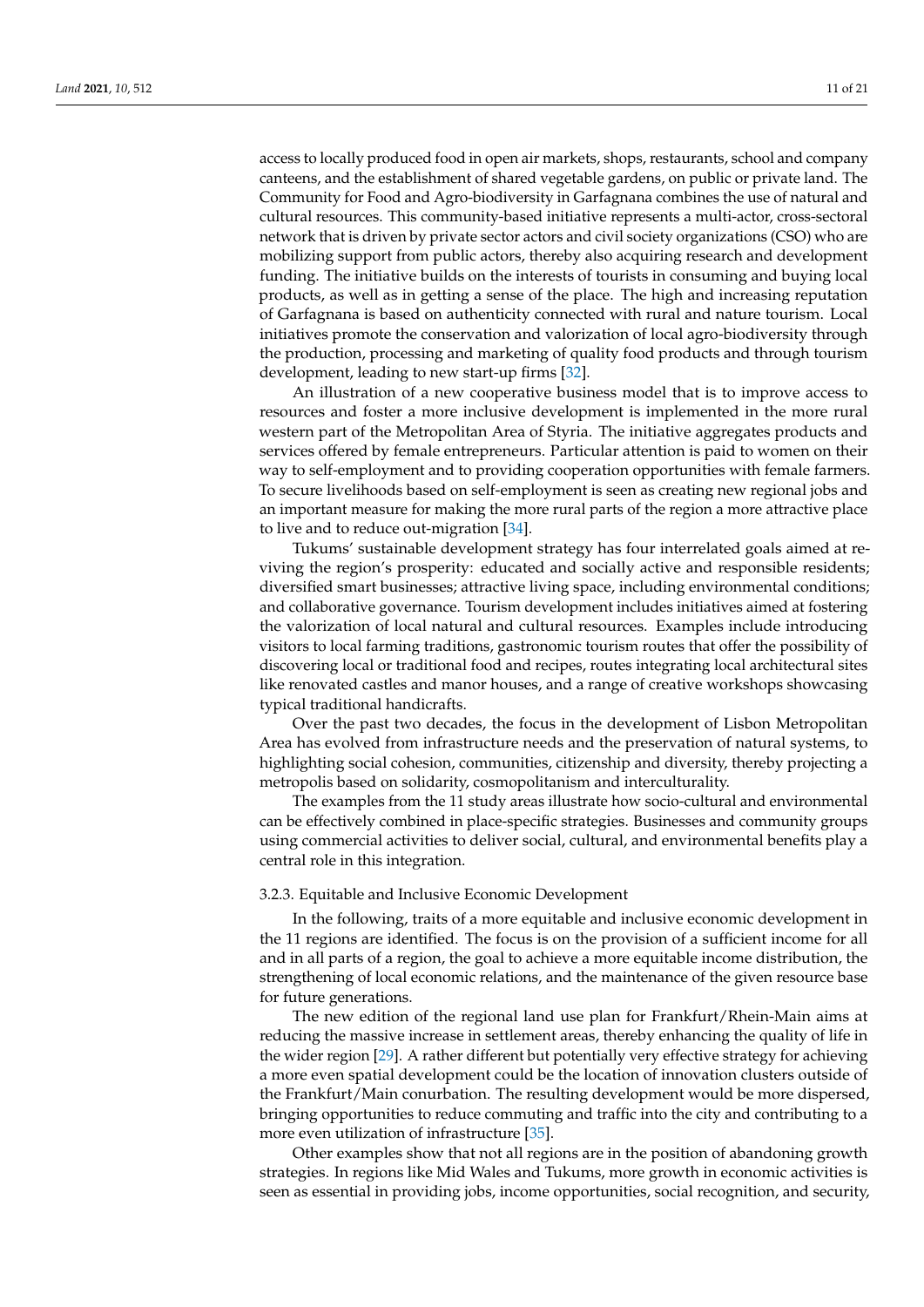access to locally produced food in open air markets, shops, restaurants, school and company canteens, and the establishment of shared vegetable gardens, on public or private land. The Community for Food and Agro-biodiversity in Garfagnana combines the use of natural and cultural resources. This community-based initiative represents a multi-actor, cross-sectoral network that is driven by private sector actors and civil society organizations (CSO) who are mobilizing support from public actors, thereby also acquiring research and development funding. The initiative builds on the interests of tourists in consuming and buying local products, as well as in getting a sense of the place. The high and increasing reputation of Garfagnana is based on authenticity connected with rural and nature tourism. Local initiatives promote the conservation and valorization of local agro-biodiversity through the production, processing and marketing of quality food products and through tourism development, leading to new start-up firms [32].

An illustration of a new cooperative business model that is to improve access to resources and foster a more inclusive development is implemented in the more rural western part of the Metropolitan Area of Styria. The initiative aggregates products and services offered by female entrepreneurs. Particular attention is paid to women on their way to self-employment and to providing cooperation opportunities with female farmers. To secure livelihoods based on self-employment is seen as creating new regional jobs and an important measure for making the more rural parts of the region a more attractive place to live and to reduce out-migration [34].

Tukums' sustainable development strategy has four interrelated goals aimed at reviving the region's prosperity: educated and socially active and responsible residents; diversified smart businesses; attractive living space, including environmental conditions; and collaborative governance. Tourism development includes initiatives aimed at fostering the valorization of local natural and cultural resources. Examples include introducing visitors to local farming traditions, gastronomic tourism routes that offer the possibility of discovering local or traditional food and recipes, routes integrating local architectural sites like renovated castles and manor houses, and a range of creative workshops showcasing typical traditional handicrafts.

Over the past two decades, the focus in the development of Lisbon Metropolitan Area has evolved from infrastructure needs and the preservation of natural systems, to highlighting social cohesion, communities, citizenship and diversity, thereby projecting a metropolis based on solidarity, cosmopolitanism and interculturality.

The examples from the 11 study areas illustrate how socio-cultural and environmental can be effectively combined in place-specific strategies. Businesses and community groups using commercial activities to deliver social, cultural, and environmental benefits play a central role in this integration.

### 3.2.3. Equitable and Inclusive Economic Development

In the following, traits of a more equitable and inclusive economic development in the 11 regions are identified. The focus is on the provision of a sufficient income for all and in all parts of a region, the goal to achieve a more equitable income distribution, the strengthening of local economic relations, and the maintenance of the given resource base for future generations.

The new edition of the regional land use plan for Frankfurt/Rhein-Main aims at reducing the massive increase in settlement areas, thereby enhancing the quality of life in the wider region [29]. A rather different but potentially very effective strategy for achieving a more even spatial development could be the location of innovation clusters outside of the Frankfurt/Main conurbation. The resulting development would be more dispersed, bringing opportunities to reduce commuting and traffic into the city and contributing to a more even utilization of infrastructure [35].

Other examples show that not all regions are in the position of abandoning growth strategies. In regions like Mid Wales and Tukums, more growth in economic activities is seen as essential in providing jobs, income opportunities, social recognition, and security,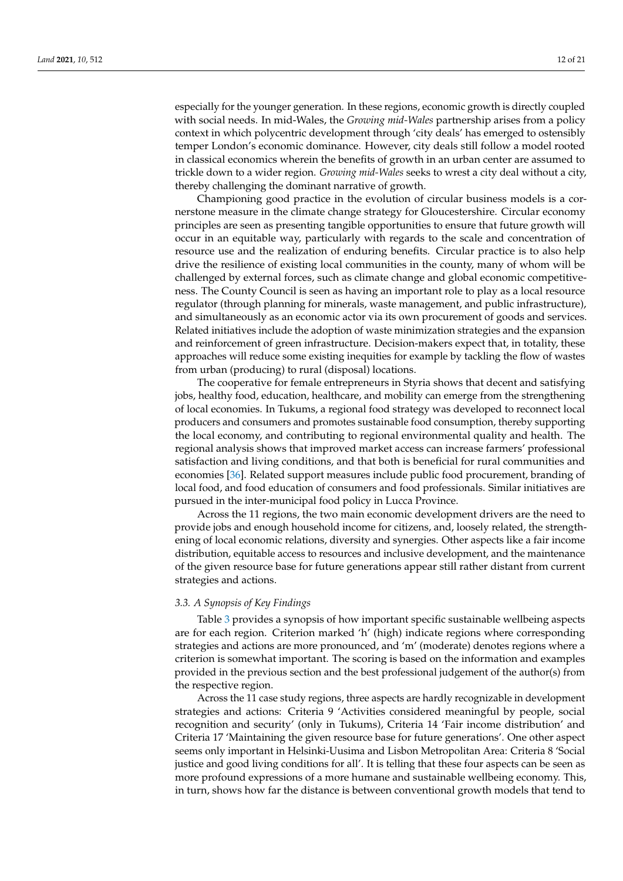especially for the younger generation. In these regions, economic growth is directly coupled with social needs. In mid-Wales, the *Growing mid-Wales* partnership arises from a policy context in which polycentric development through 'city deals' has emerged to ostensibly temper London's economic dominance. However, city deals still follow a model rooted in classical economics wherein the benefits of growth in an urban center are assumed to trickle down to a wider region. *Growing mid-Wales* seeks to wrest a city deal without a city, thereby challenging the dominant narrative of growth.

Championing good practice in the evolution of circular business models is a cornerstone measure in the climate change strategy for Gloucestershire. Circular economy principles are seen as presenting tangible opportunities to ensure that future growth will occur in an equitable way, particularly with regards to the scale and concentration of resource use and the realization of enduring benefits. Circular practice is to also help drive the resilience of existing local communities in the county, many of whom will be challenged by external forces, such as climate change and global economic competitiveness. The County Council is seen as having an important role to play as a local resource regulator (through planning for minerals, waste management, and public infrastructure), and simultaneously as an economic actor via its own procurement of goods and services. Related initiatives include the adoption of waste minimization strategies and the expansion and reinforcement of green infrastructure. Decision-makers expect that, in totality, these approaches will reduce some existing inequities for example by tackling the flow of wastes from urban (producing) to rural (disposal) locations.

The cooperative for female entrepreneurs in Styria shows that decent and satisfying jobs, healthy food, education, healthcare, and mobility can emerge from the strengthening of local economies. In Tukums, a regional food strategy was developed to reconnect local producers and consumers and promotes sustainable food consumption, thereby supporting the local economy, and contributing to regional environmental quality and health. The regional analysis shows that improved market access can increase farmers' professional satisfaction and living conditions, and that both is beneficial for rural communities and economies [36]. Related support measures include public food procurement, branding of local food, and food education of consumers and food professionals. Similar initiatives are pursued in the inter-municipal food policy in Lucca Province.

Across the 11 regions, the two main economic development drivers are the need to provide jobs and enough household income for citizens, and, loosely related, the strengthening of local economic relations, diversity and synergies. Other aspects like a fair income distribution, equitable access to resources and inclusive development, and the maintenance of the given resource base for future generations appear still rather distant from current strategies and actions.

### 3.3. A Synopsis of Key Findings

Table 3 provides a synopsis of how important specific sustainable wellbeing aspects are for each region. Criterion marked 'h' (high) indicate regions where corresponding strategies and actions are more pronounced, and 'm' (moderate) denotes regions where a criterion is somewhat important. The scoring is based on the information and examples provided in the previous section and the best professional judgement of the author(s) from the respective region.

Across the 11 case study regions, three aspects are hardly recognizable in development strategies and actions: Criteria 9 'Activities considered meaningful by people, social recognition and security' (only in Tukums), Criteria 14 'Fair income distribution' and Criteria 17 'Maintaining the given resource base for future generations'. One other aspect seems only important in Helsinki-Uusima and Lisbon Metropolitan Area: Criteria 8 'Social justice and good living conditions for all'. It is telling that these four aspects can be seen as more profound expressions of a more humane and sustainable wellbeing economy. This, in turn, shows how far the distance is between conventional growth models that tend to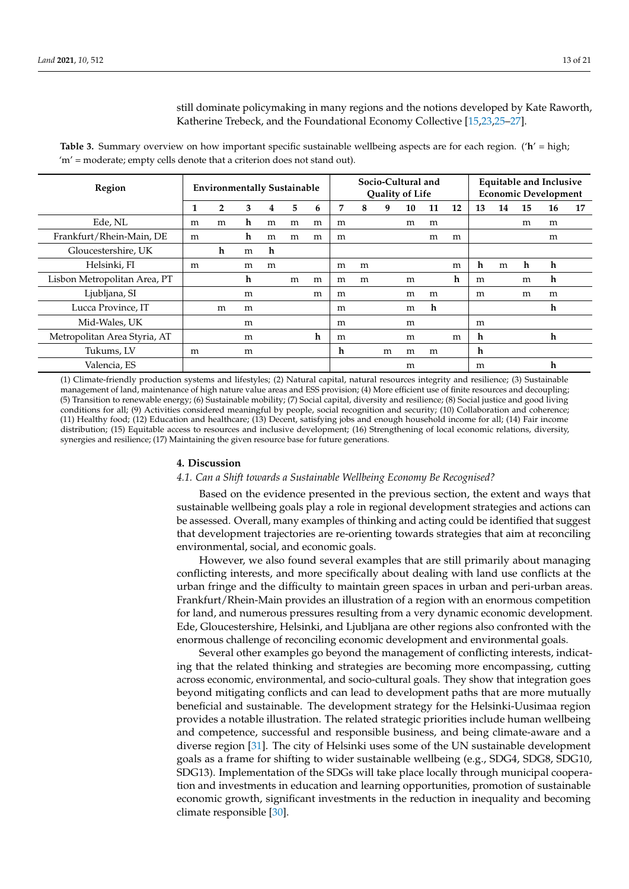still dominate policymaking in many regions and the notions developed by Kate Raworth, Katherine Trebeck, and the Foundational Economy Collective [15,23,25–27].

**Table 3.** Summary overview on how important specific sustainable wellbeing aspects are for each region. ('**h**' = high; 'm' = moderate; empty cells denote that a criterion does not stand out).

| Region | Environmentally Sustainable | | | | | | Socio-Cultural and Quality of Life | | | | | | Equitable and Inclusive Economic Development | | | | |
|---|---|---|---|---|---|---|---|---|---|---|---|---|---|---|---|---|---|
| | 1 | 2 | 3 | 4 | 5 | 6 | 7 | 8 | 9 | 10 | 11 | 12 | 13 | 14 | 15 | 16 | 17 |
| Ede, NL | m | m | **h** | m | m | m | m | | | m | m | | | | m | m | |
| Frankfurt/Rhein-Main, DE | m | | **h** | m | m | m | m | | | | m | m | | | | m | |
| Gloucestershire, UK | | **h** | m | **h** | | | | | | | | | | | | | |
| Helsinki, FI | m | | m | m | | | m | m | | | | m | **h** | m | **h** | **h** | |
| Lisbon Metropolitan Area, PT | | | **h** | | m | m | m | m | | m | | **h** | m | | m | **h** | |
| Ljubljana, SI | | | m | | | m | m | | | m | m | | m | | m | m | |
| Lucca Province, IT | | m | m | | | | m | | | m | **h** | | | | | **h** | |
| Mid-Wales, UK | | | m | | | | m | | | m | | | m | | | | |
| Metropolitan Area Styria, AT | | | m | | | **h** | m | | | m | | m | **h** | | | **h** | |
| Tukums, LV | m | | m | | | | **h** | | m | m | m | | **h** | | | | |
| Valencia, ES | | | | | | | | | | m | | | m | | | **h** | |

(1) Climate-friendly production systems and lifestyles; (2) Natural capital, natural resources integrity and resilience; (3) Sustainable management of land, maintenance of high nature value areas and ESS provision; (4) More efficient use of finite resources and decoupling; (5) Transition to renewable energy; (6) Sustainable mobility; (7) Social capital, diversity and resilience; (8) Social justice and good living conditions for all; (9) Activities considered meaningful by people, social recognition and security; (10) Collaboration and coherence; (11) Healthy food; (12) Education and healthcare; (13) Decent, satisfying jobs and enough household income for all; (14) Fair income distribution; (15) Equitable access to resources and inclusive development; (16) Strengthening of local economic relations, diversity, synergies and resilience; (17) Maintaining the given resource base for future generations.

## 4. Discussion

### *4.1. Can a Shift towards a Sustainable Wellbeing Economy Be Recognised?*

Based on the evidence presented in the previous section, the extent and ways that sustainable wellbeing goals play a role in regional development strategies and actions can be assessed. Overall, many examples of thinking and acting could be identified that suggest that development trajectories are re-orienting towards strategies that aim at reconciling environmental, social, and economic goals.

However, we also found several examples that are still primarily about managing conflicting interests, and more specifically about dealing with land use conflicts at the urban fringe and the difficulty to maintain green spaces in urban and peri-urban areas. Frankfurt/Rhein-Main provides an illustration of a region with an enormous competition for land, and numerous pressures resulting from a very dynamic economic development. Ede, Gloucestershire, Helsinki, and Ljubljana are other regions also confronted with the enormous challenge of reconciling economic development and environmental goals.

Several other examples go beyond the management of conflicting interests, indicating that the related thinking and strategies are becoming more encompassing, cutting across economic, environmental, and socio-cultural goals. They show that integration goes beyond mitigating conflicts and can lead to development paths that are more mutually beneficial and sustainable. The development strategy for the Helsinki-Uusimaa region provides a notable illustration. The related strategic priorities include human wellbeing and competence, successful and responsible business, and being climate-aware and a diverse region [31]. The city of Helsinki uses some of the UN sustainable development goals as a frame for shifting to wider sustainable wellbeing (e.g., SDG4, SDG8, SDG10, SDG13). Implementation of the SDGs will take place locally through municipal cooperation and investments in education and learning opportunities, promotion of sustainable economic growth, significant investments in the reduction in inequality and becoming climate responsible [30].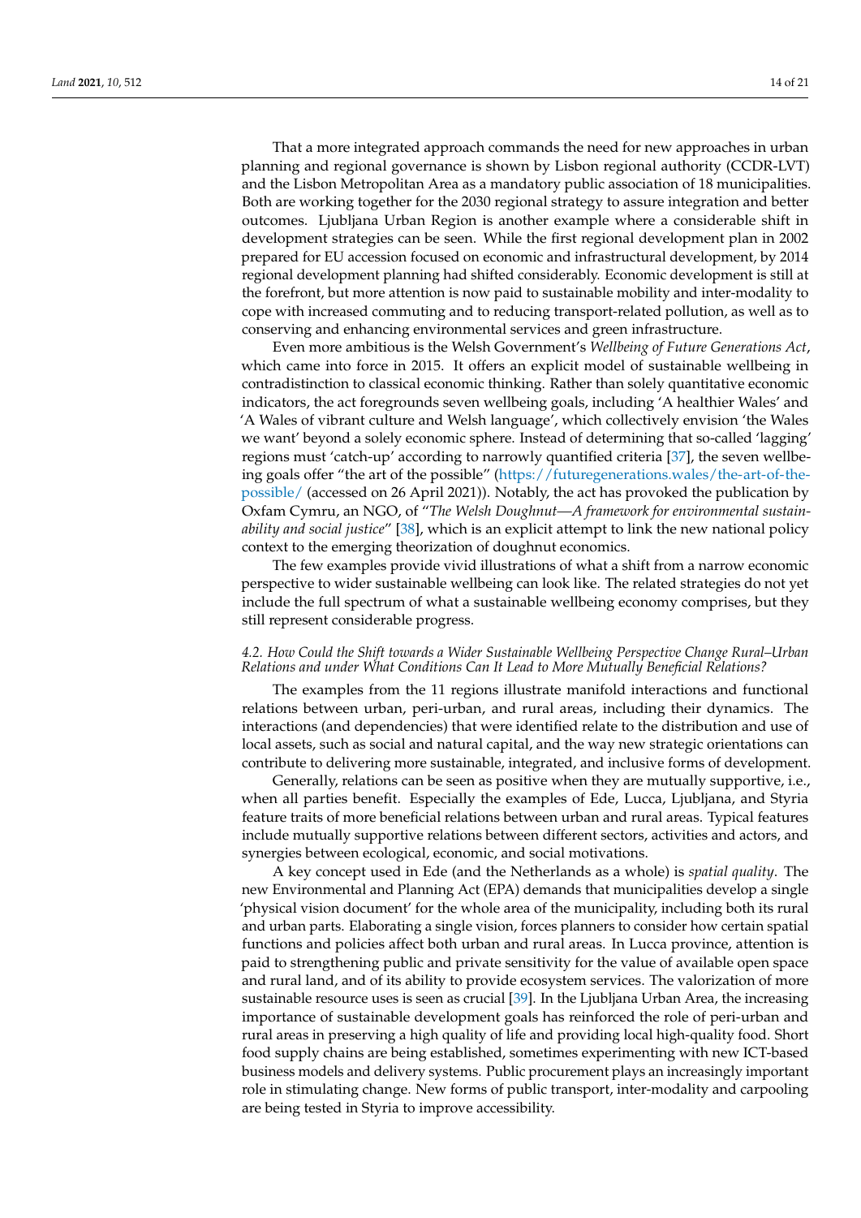That a more integrated approach commands the need for new approaches in urban planning and regional governance is shown by Lisbon regional authority (CCDR-LVT) and the Lisbon Metropolitan Area as a mandatory public association of 18 municipalities. Both are working together for the 2030 regional strategy to assure integration and better outcomes. Ljubljana Urban Region is another example where a considerable shift in development strategies can be seen. While the first regional development plan in 2002 prepared for EU accession focused on economic and infrastructural development, by 2014 regional development planning had shifted considerably. Economic development is still at the forefront, but more attention is now paid to sustainable mobility and inter-modality to cope with increased commuting and to reducing transport-related pollution, as well as to conserving and enhancing environmental services and green infrastructure.

Even more ambitious is the Welsh Government's *Wellbeing of Future Generations Act*, which came into force in 2015. It offers an explicit model of sustainable wellbeing in contradistinction to classical economic thinking. Rather than solely quantitative economic indicators, the act foregrounds seven wellbeing goals, including 'A healthier Wales' and 'A Wales of vibrant culture and Welsh language', which collectively envision 'the Wales we want' beyond a solely economic sphere. Instead of determining that so-called 'lagging' regions must 'catch-up' according to narrowly quantified criteria [37], the seven wellbeing goals offer "the art of the possible" (https://futuregenerations.wales/the-art-of-the-possible/ (accessed on 26 April 2021)). Notably, the act has provoked the publication by Oxfam Cymru, an NGO, of "*The Welsh Doughnut—A framework for environmental sustainability and social justice*" [38], which is an explicit attempt to link the new national policy context to the emerging theorization of doughnut economics.

The few examples provide vivid illustrations of what a shift from a narrow economic perspective to wider sustainable wellbeing can look like. The related strategies do not yet include the full spectrum of what a sustainable wellbeing economy comprises, but they still represent considerable progress.

### *4.2. How Could the Shift towards a Wider Sustainable Wellbeing Perspective Change Rural–Urban Relations and under What Conditions Can It Lead to More Mutually Beneficial Relations?*

The examples from the 11 regions illustrate manifold interactions and functional relations between urban, peri-urban, and rural areas, including their dynamics. The interactions (and dependencies) that were identified relate to the distribution and use of local assets, such as social and natural capital, and the way new strategic orientations can contribute to delivering more sustainable, integrated, and inclusive forms of development.

Generally, relations can be seen as positive when they are mutually supportive, i.e., when all parties benefit. Especially the examples of Ede, Lucca, Ljubljana, and Styria feature traits of more beneficial relations between urban and rural areas. Typical features include mutually supportive relations between different sectors, activities and actors, and synergies between ecological, economic, and social motivations.

A key concept used in Ede (and the Netherlands as a whole) is *spatial quality*. The new Environmental and Planning Act (EPA) demands that municipalities develop a single 'physical vision document' for the whole area of the municipality, including both its rural and urban parts. Elaborating a single vision, forces planners to consider how certain spatial functions and policies affect both urban and rural areas. In Lucca province, attention is paid to strengthening public and private sensitivity for the value of available open space and rural land, and of its ability to provide ecosystem services. The valorization of more sustainable resource uses is seen as crucial [39]. In the Ljubljana Urban Area, the increasing importance of sustainable development goals has reinforced the role of peri-urban and rural areas in preserving a high quality of life and providing local high-quality food. Short food supply chains are being established, sometimes experimenting with new ICT-based business models and delivery systems. Public procurement plays an increasingly important role in stimulating change. New forms of public transport, inter-modality and carpooling are being tested in Styria to improve accessibility.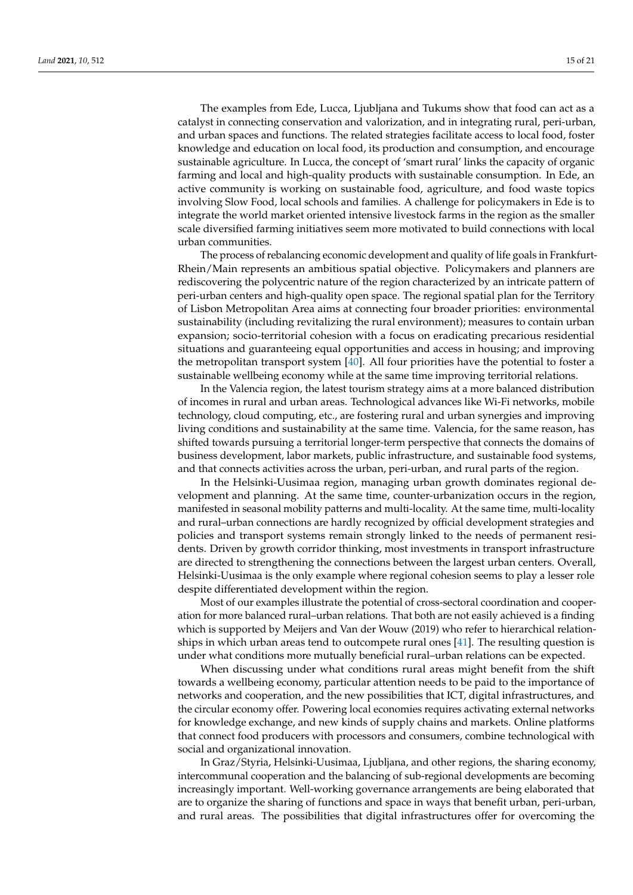The examples from Ede, Lucca, Ljubljana and Tukums show that food can act as a catalyst in connecting conservation and valorization, and in integrating rural, peri-urban, and urban spaces and functions. The related strategies facilitate access to local food, foster knowledge and education on local food, its production and consumption, and encourage sustainable agriculture. In Lucca, the concept of 'smart rural' links the capacity of organic farming and local and high-quality products with sustainable consumption. In Ede, an active community is working on sustainable food, agriculture, and food waste topics involving Slow Food, local schools and families. A challenge for policymakers in Ede is to integrate the world market oriented intensive livestock farms in the region as the smaller scale diversified farming initiatives seem more motivated to build connections with local urban communities.

The process of rebalancing economic development and quality of life goals in Frankfurt-Rhein/Main represents an ambitious spatial objective. Policymakers and planners are rediscovering the polycentric nature of the region characterized by an intricate pattern of peri-urban centers and high-quality open space. The regional spatial plan for the Territory of Lisbon Metropolitan Area aims at connecting four broader priorities: environmental sustainability (including revitalizing the rural environment); measures to contain urban expansion; socio-territorial cohesion with a focus on eradicating precarious residential situations and guaranteeing equal opportunities and access in housing; and improving the metropolitan transport system [40]. All four priorities have the potential to foster a sustainable wellbeing economy while at the same time improving territorial relations.

In the Valencia region, the latest tourism strategy aims at a more balanced distribution of incomes in rural and urban areas. Technological advances like Wi-Fi networks, mobile technology, cloud computing, etc., are fostering rural and urban synergies and improving living conditions and sustainability at the same time. Valencia, for the same reason, has shifted towards pursuing a territorial longer-term perspective that connects the domains of business development, labor markets, public infrastructure, and sustainable food systems, and that connects activities across the urban, peri-urban, and rural parts of the region.

In the Helsinki-Uusimaa region, managing urban growth dominates regional development and planning. At the same time, counter-urbanization occurs in the region, manifested in seasonal mobility patterns and multi-locality. At the same time, multi-locality and rural–urban connections are hardly recognized by official development strategies and policies and transport systems remain strongly linked to the needs of permanent residents. Driven by growth corridor thinking, most investments in transport infrastructure are directed to strengthening the connections between the largest urban centers. Overall, Helsinki-Uusimaa is the only example where regional cohesion seems to play a lesser role despite differentiated development within the region.

Most of our examples illustrate the potential of cross-sectoral coordination and cooperation for more balanced rural–urban relations. That both are not easily achieved is a finding which is supported by Meijers and Van der Wouw (2019) who refer to hierarchical relationships in which urban areas tend to outcompete rural ones [41]. The resulting question is under what conditions more mutually beneficial rural–urban relations can be expected.

When discussing under what conditions rural areas might benefit from the shift towards a wellbeing economy, particular attention needs to be paid to the importance of networks and cooperation, and the new possibilities that ICT, digital infrastructures, and the circular economy offer. Powering local economies requires activating external networks for knowledge exchange, and new kinds of supply chains and markets. Online platforms that connect food producers with processors and consumers, combine technological with social and organizational innovation.

In Graz/Styria, Helsinki-Uusimaa, Ljubljana, and other regions, the sharing economy, intercommunal cooperation and the balancing of sub-regional developments are becoming increasingly important. Well-working governance arrangements are being elaborated that are to organize the sharing of functions and space in ways that benefit urban, peri-urban, and rural areas. The possibilities that digital infrastructures offer for overcoming the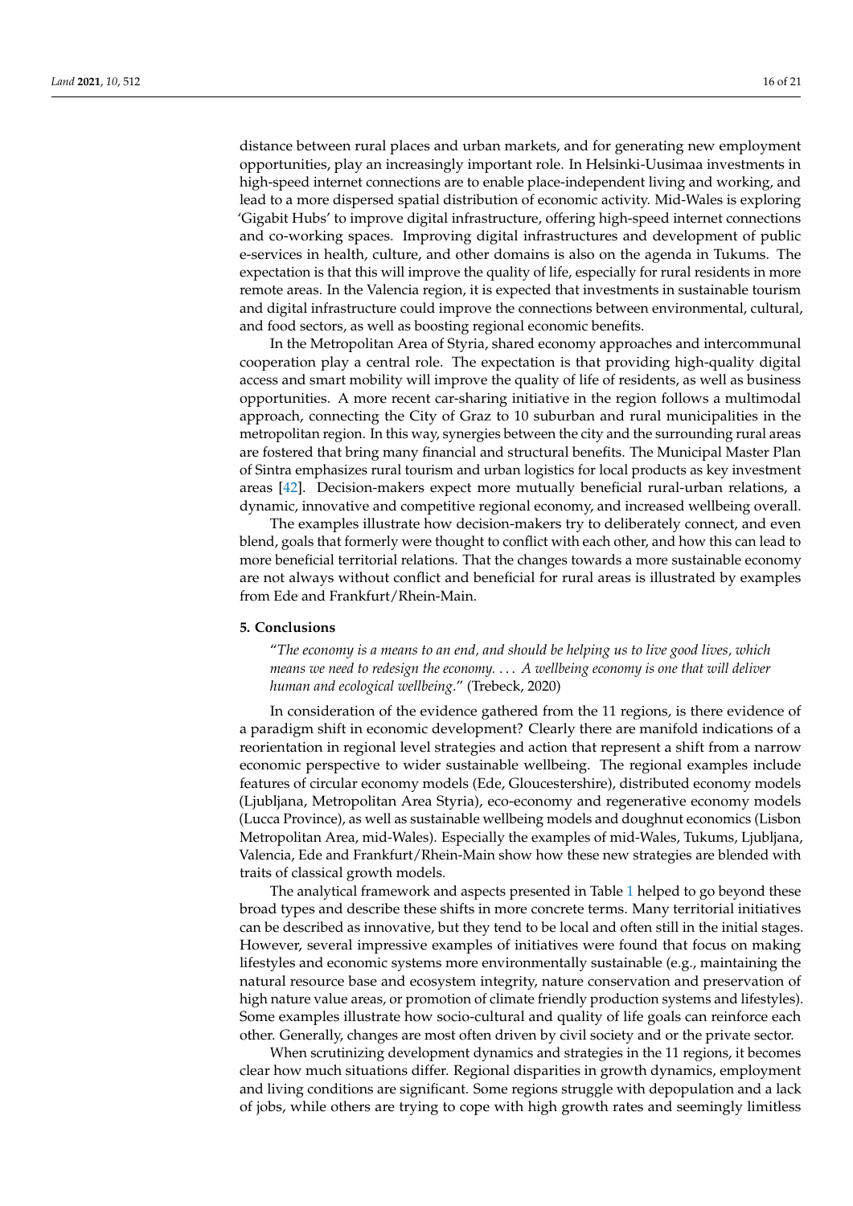distance between rural places and urban markets, and for generating new employment opportunities, play an increasingly important role. In Helsinki-Uusimaa investments in high-speed internet connections are to enable place-independent living and working, and lead to a more dispersed spatial distribution of economic activity. Mid-Wales is exploring 'Gigabit Hubs' to improve digital infrastructure, offering high-speed internet connections and co-working spaces. Improving digital infrastructures and development of public e-services in health, culture, and other domains is also on the agenda in Tukums. The expectation is that this will improve the quality of life, especially for rural residents in more remote areas. In the Valencia region, it is expected that investments in sustainable tourism and digital infrastructure could improve the connections between environmental, cultural, and food sectors, as well as boosting regional economic benefits.

In the Metropolitan Area of Styria, shared economy approaches and intercommunal cooperation play a central role. The expectation is that providing high-quality digital access and smart mobility will improve the quality of life of residents, as well as business opportunities. A more recent car-sharing initiative in the region follows a multimodal approach, connecting the City of Graz to 10 suburban and rural municipalities in the metropolitan region. In this way, synergies between the city and the surrounding rural areas are fostered that bring many financial and structural benefits. The Municipal Master Plan of Sintra emphasizes rural tourism and urban logistics for local products as key investment areas [42]. Decision-makers expect more mutually beneficial rural-urban relations, a dynamic, innovative and competitive regional economy, and increased wellbeing overall.

The examples illustrate how decision-makers try to deliberately connect, and even blend, goals that formerly were thought to conflict with each other, and how this can lead to more beneficial territorial relations. That the changes towards a more sustainable economy are not always without conflict and beneficial for rural areas is illustrated by examples from Ede and Frankfurt/Rhein-Main.

## 5. Conclusions

"*The economy is a means to an end, and should be helping us to live good lives, which means we need to redesign the economy. . . . A wellbeing economy is one that will deliver human and ecological wellbeing*." (Trebeck, 2020)

In consideration of the evidence gathered from the 11 regions, is there evidence of a paradigm shift in economic development? Clearly there are manifold indications of a reorientation in regional level strategies and action that represent a shift from a narrow economic perspective to wider sustainable wellbeing. The regional examples include features of circular economy models (Ede, Gloucestershire), distributed economy models (Ljubljana, Metropolitan Area Styria), eco-economy and regenerative economy models (Lucca Province), as well as sustainable wellbeing models and doughnut economics (Lisbon Metropolitan Area, mid-Wales). Especially the examples of mid-Wales, Tukums, Ljubljana, Valencia, Ede and Frankfurt/Rhein-Main show how these new strategies are blended with traits of classical growth models.

The analytical framework and aspects presented in Table 1 helped to go beyond these broad types and describe these shifts in more concrete terms. Many territorial initiatives can be described as innovative, but they tend to be local and often still in the initial stages. However, several impressive examples of initiatives were found that focus on making lifestyles and economic systems more environmentally sustainable (e.g., maintaining the natural resource base and ecosystem integrity, nature conservation and preservation of high nature value areas, or promotion of climate friendly production systems and lifestyles). Some examples illustrate how socio-cultural and quality of life goals can reinforce each other. Generally, changes are most often driven by civil society and or the private sector.

When scrutinizing development dynamics and strategies in the 11 regions, it becomes clear how much situations differ. Regional disparities in growth dynamics, employment and living conditions are significant. Some regions struggle with depopulation and a lack of jobs, while others are trying to cope with high growth rates and seemingly limitless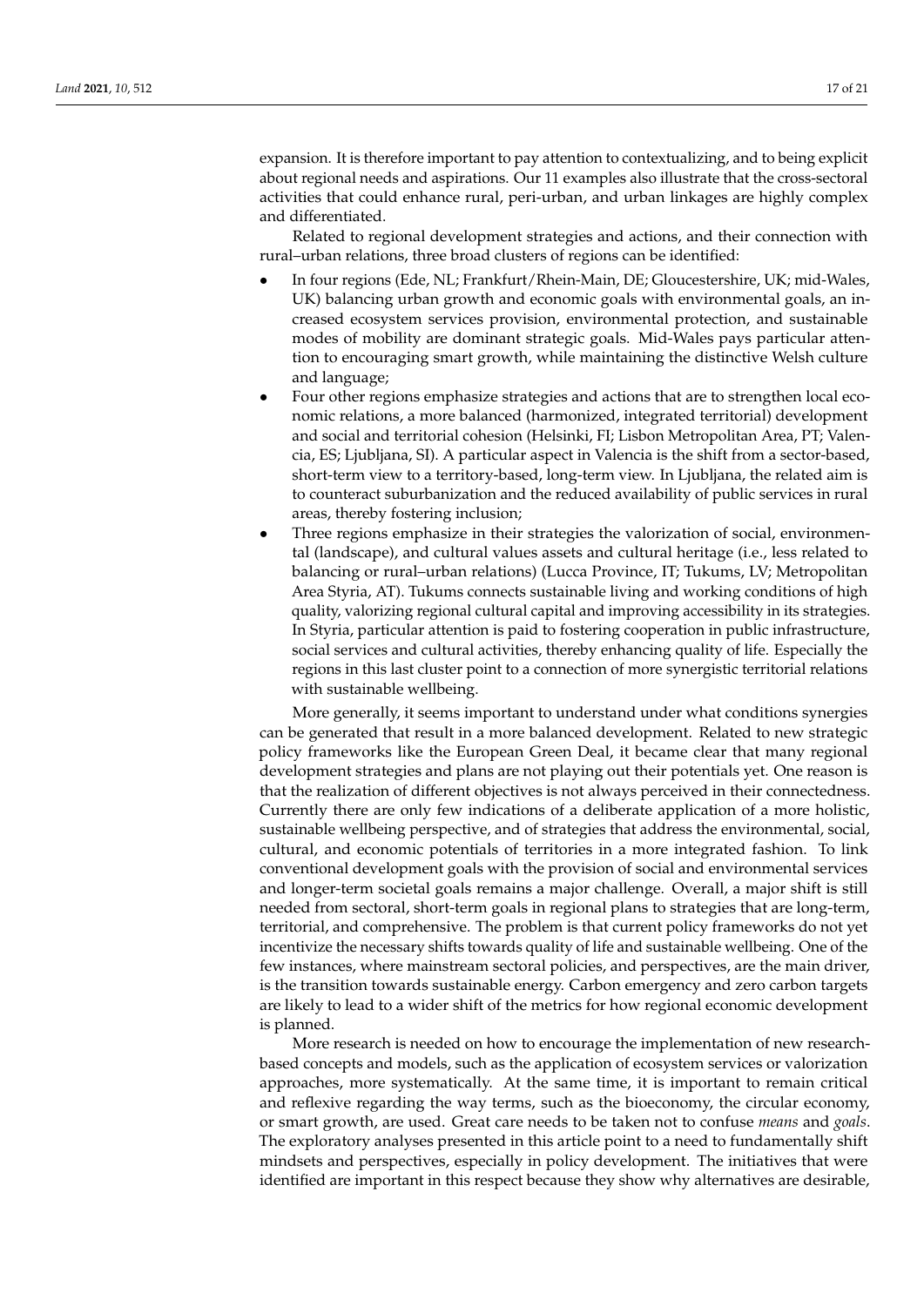expansion. It is therefore important to pay attention to contextualizing, and to being explicit about regional needs and aspirations. Our 11 examples also illustrate that the cross-sectoral activities that could enhance rural, peri-urban, and urban linkages are highly complex and differentiated.

Related to regional development strategies and actions, and their connection with rural–urban relations, three broad clusters of regions can be identified:

- In four regions (Ede, NL; Frankfurt/Rhein-Main, DE; Gloucestershire, UK; mid-Wales, UK) balancing urban growth and economic goals with environmental goals, an increased ecosystem services provision, environmental protection, and sustainable modes of mobility are dominant strategic goals. Mid-Wales pays particular attention to encouraging smart growth, while maintaining the distinctive Welsh culture and language;
- Four other regions emphasize strategies and actions that are to strengthen local economic relations, a more balanced (harmonized, integrated territorial) development and social and territorial cohesion (Helsinki, FI; Lisbon Metropolitan Area, PT; Valencia, ES; Ljubljana, SI). A particular aspect in Valencia is the shift from a sector-based, short-term view to a territory-based, long-term view. In Ljubljana, the related aim is to counteract suburbanization and the reduced availability of public services in rural areas, thereby fostering inclusion;
- Three regions emphasize in their strategies the valorization of social, environmental (landscape), and cultural values assets and cultural heritage (i.e., less related to balancing or rural–urban relations) (Lucca Province, IT; Tukums, LV; Metropolitan Area Styria, AT). Tukums connects sustainable living and working conditions of high quality, valorizing regional cultural capital and improving accessibility in its strategies. In Styria, particular attention is paid to fostering cooperation in public infrastructure, social services and cultural activities, thereby enhancing quality of life. Especially the regions in this last cluster point to a connection of more synergistic territorial relations with sustainable wellbeing.

More generally, it seems important to understand under what conditions synergies can be generated that result in a more balanced development. Related to new strategic policy frameworks like the European Green Deal, it became clear that many regional development strategies and plans are not playing out their potentials yet. One reason is that the realization of different objectives is not always perceived in their connectedness. Currently there are only few indications of a deliberate application of a more holistic, sustainable wellbeing perspective, and of strategies that address the environmental, social, cultural, and economic potentials of territories in a more integrated fashion. To link conventional development goals with the provision of social and environmental services and longer-term societal goals remains a major challenge. Overall, a major shift is still needed from sectoral, short-term goals in regional plans to strategies that are long-term, territorial, and comprehensive. The problem is that current policy frameworks do not yet incentivize the necessary shifts towards quality of life and sustainable wellbeing. One of the few instances, where mainstream sectoral policies, and perspectives, are the main driver, is the transition towards sustainable energy. Carbon emergency and zero carbon targets are likely to lead to a wider shift of the metrics for how regional economic development is planned.

More research is needed on how to encourage the implementation of new research-based concepts and models, such as the application of ecosystem services or valorization approaches, more systematically. At the same time, it is important to remain critical and reflexive regarding the way terms, such as the bioeconomy, the circular economy, or smart growth, are used. Great care needs to be taken not to confuse *means* and *goals*. The exploratory analyses presented in this article point to a need to fundamentally shift mindsets and perspectives, especially in policy development. The initiatives that were identified are important in this respect because they show why alternatives are desirable,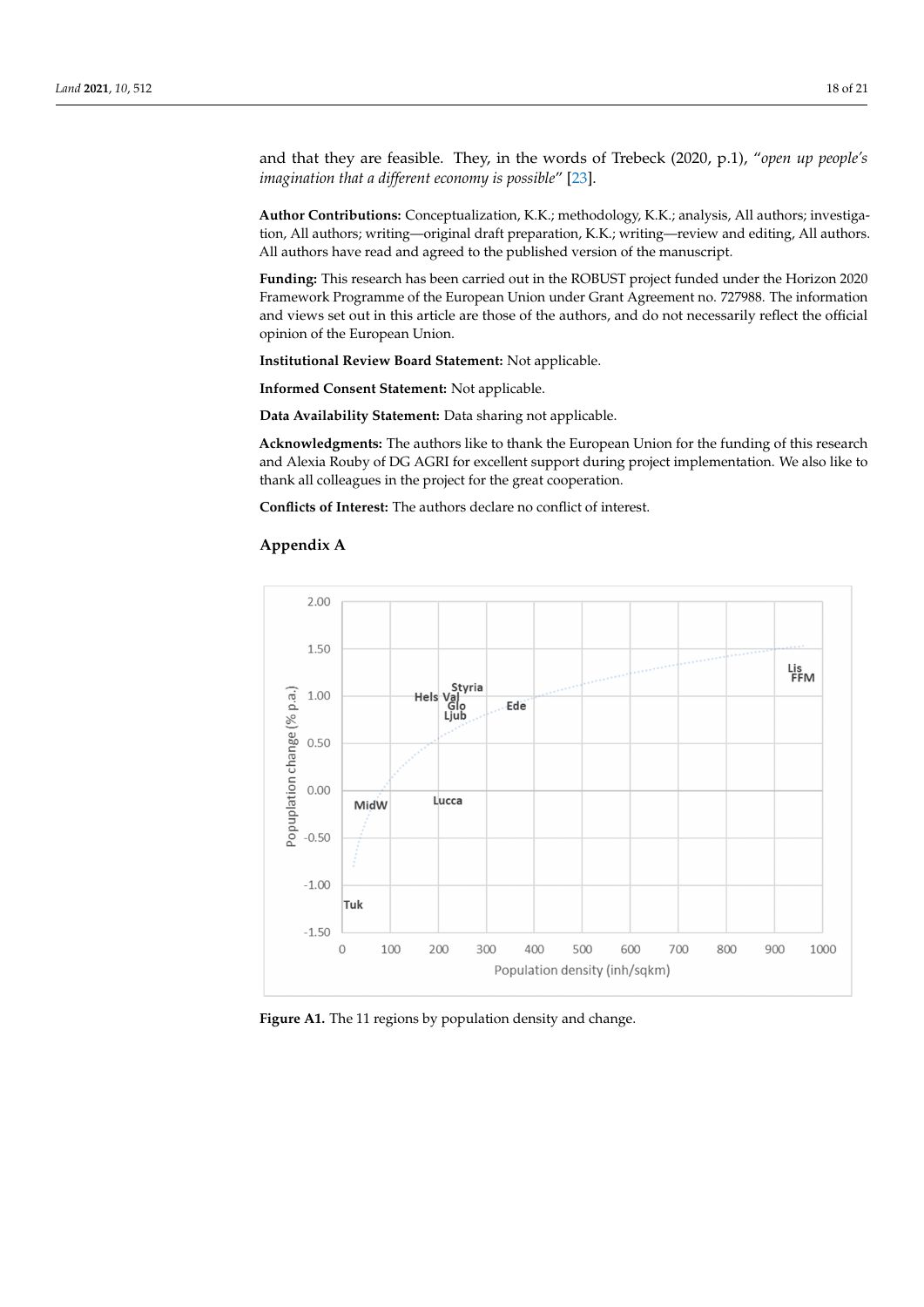and that they are feasible. They, in the words of Trebeck (2020, p.1), "*open up people's imagination that a different economy is possible*" [23].

**Author Contributions:** Conceptualization, K.K.; methodology, K.K.; analysis, All authors; investigation, All authors; writing—original draft preparation, K.K.; writing—review and editing, All authors. All authors have read and agreed to the published version of the manuscript.

**Funding:** This research has been carried out in the ROBUST project funded under the Horizon 2020 Framework Programme of the European Union under Grant Agreement no. 727988. The information and views set out in this article are those of the authors, and do not necessarily reflect the official opinion of the European Union.

**Institutional Review Board Statement:** Not applicable.

**Informed Consent Statement:** Not applicable.

**Data Availability Statement:** Data sharing not applicable.

**Acknowledgments:** The authors like to thank the European Union for the funding of this research and Alexia Rouby of DG AGRI for excellent support during project implementation. We also like to thank all colleagues in the project for the great cooperation.

**Conflicts of Interest:** The authors declare no conflict of interest.

## Appendix A

**Figure A1.** The 11 regions by population density and change.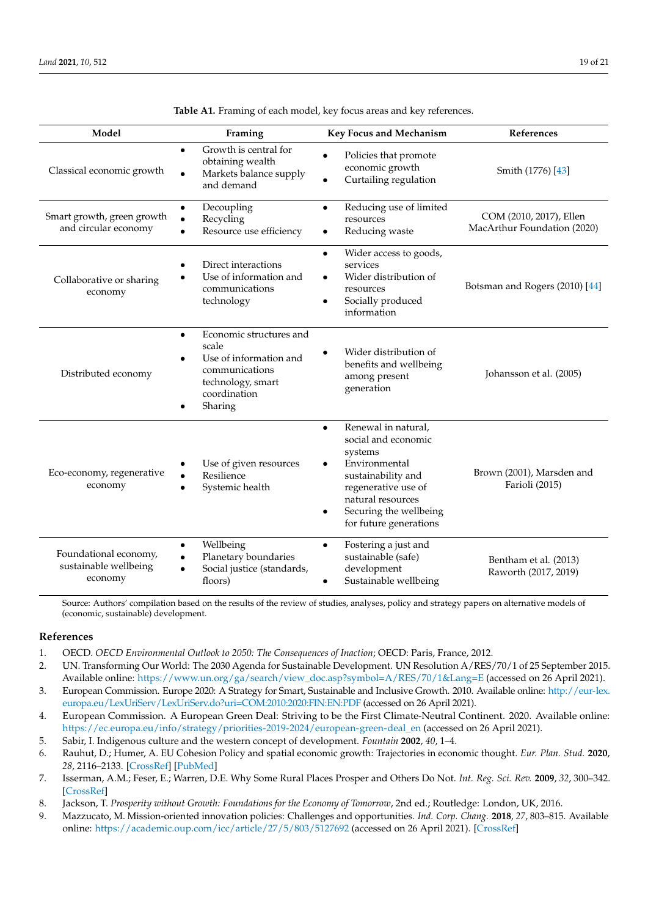**Table A1.** Framing of each model, key focus areas and key references.

| Model | Framing | Key Focus and Mechanism | References |
|---|---|---|---|
| Classical economic growth | • Growth is central for obtaining wealth<br>• Markets balance supply and demand | • Policies that promote economic growth<br>• Curtailing regulation | Smith (1776) [43] |
| Smart growth, green growth and circular economy | • Decoupling<br>• Recycling<br>• Resource use efficiency | • Reducing use of limited resources<br>• Reducing waste | COM (2010, 2017), Ellen MacArthur Foundation (2020) |
| Collaborative or sharing economy | • Direct interactions<br>• Use of information and communications technology | • Wider access to goods, services<br>• Wider distribution of resources<br>• Socially produced information | Botsman and Rogers (2010) [44] |
| Distributed economy | • Economic structures and scale<br>• Use of information and communications technology, smart coordination<br>• Sharing | • Wider distribution of benefits and wellbeing among present generation | Johansson et al. (2005) |
| Eco-economy, regenerative economy | • Use of given resources<br>• Resilience<br>• Systemic health | • Renewal in natural, social and economic systems<br>• Environmental sustainability and regenerative use of natural resources<br>• Securing the wellbeing for future generations | Brown (2001), Marsden and Farioli (2015) |
| Foundational economy, sustainable wellbeing economy | • Wellbeing<br>• Planetary boundaries<br>• Social justice (standards, floors) | • Fostering a just and sustainable (safe) development<br>• Sustainable wellbeing | Bentham et al. (2013)<br>Raworth (2017, 2019) |

Source: Authors' compilation based on the results of the review of studies, analyses, policy and strategy papers on alternative models of (economic, sustainable) development.

## References

1. OECD. *OECD Environmental Outlook to 2050: The Consequences of Inaction*; OECD: Paris, France, 2012.
2. UN. Transforming Our World: The 2030 Agenda for Sustainable Development. UN Resolution A/RES/70/1 of 25 September 2015. Available online: https://www.un.org/ga/search/view_doc.asp?symbol=A/RES/70/1&Lang=E (accessed on 26 April 2021).
3. European Commission. Europe 2020: A Strategy for Smart, Sustainable and Inclusive Growth. 2010. Available online: http://eur-lex.europa.eu/LexUriServ/LexUriServ.do?uri=COM:2010:2020:FIN:EN:PDF (accessed on 26 April 2021).
4. European Commission. A European Green Deal: Striving to be the First Climate-Neutral Continent. 2020. Available online: https://ec.europa.eu/info/strategy/priorities-2019-2024/european-green-deal_en (accessed on 26 April 2021).
5. Sabir, I. Indigenous culture and the western concept of development. *Fountain* **2002**, *40*, 1–4.
6. Rauhut, D.; Humer, A. EU Cohesion Policy and spatial economic growth: Trajectories in economic thought. *Eur. Plan. Stud.* **2020**, *28*, 2116–2133. [CrossRef] [PubMed]
7. Isserman, A.M.; Feser, E.; Warren, D.E. Why Some Rural Places Prosper and Others Do Not. *Int. Reg. Sci. Rev.* **2009**, *32*, 300–342. [CrossRef]
8. Jackson, T. *Prosperity without Growth: Foundations for the Economy of Tomorrow*, 2nd ed.; Routledge: London, UK, 2016.
9. Mazzucato, M. Mission-oriented innovation policies: Challenges and opportunities. *Ind. Corp. Chang.* **2018**, *27*, 803–815. Available online: https://academic.oup.com/icc/article/27/5/803/5127692 (accessed on 26 April 2021). [CrossRef]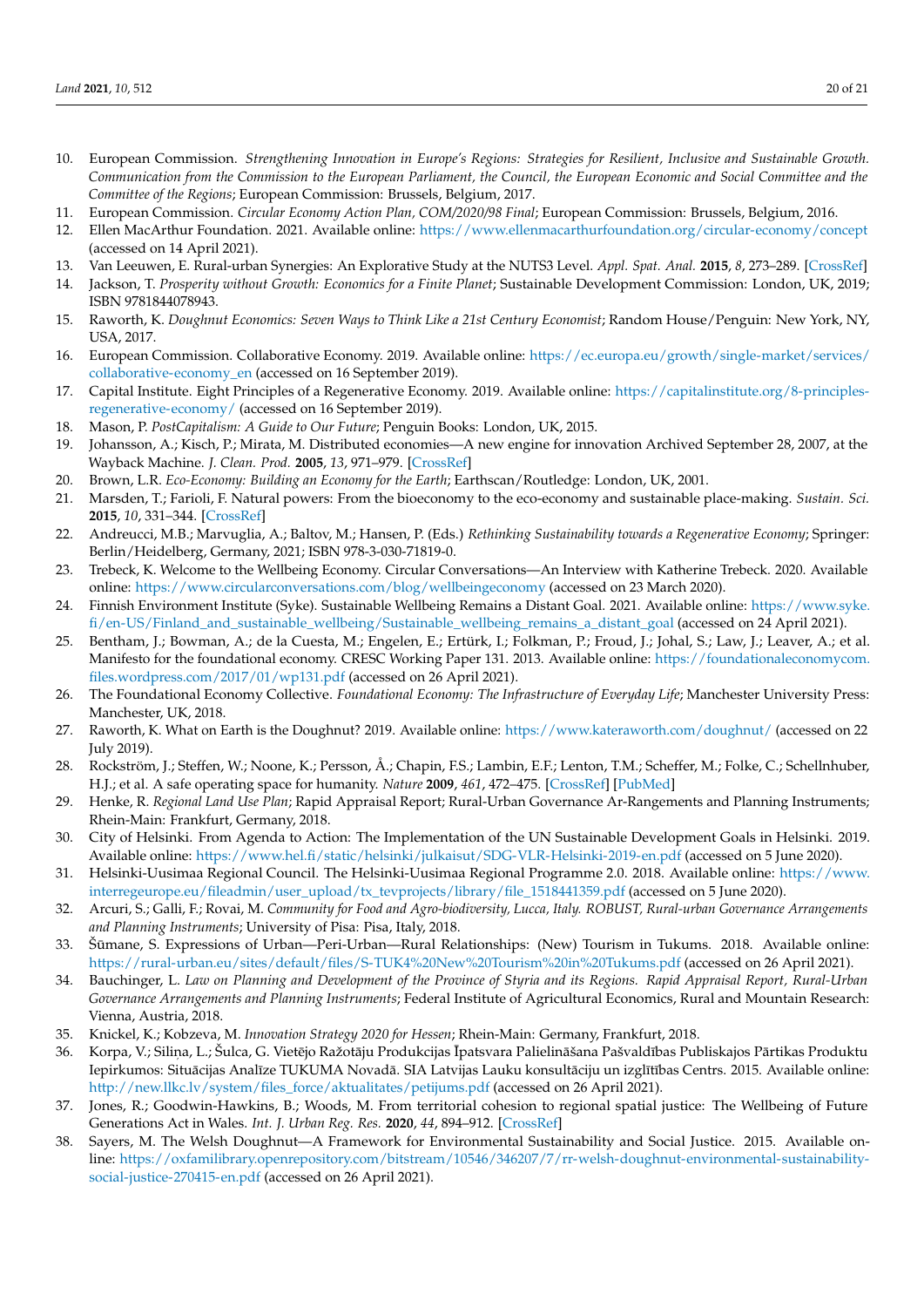10. European Commission. *Strengthening Innovation in Europe's Regions: Strategies for Resilient, Inclusive and Sustainable Growth. Communication from the Commission to the European Parliament, the Council, the European Economic and Social Committee and the Committee of the Regions*; European Commission: Brussels, Belgium, 2017.
11. European Commission. *Circular Economy Action Plan, COM/2020/98 Final*; European Commission: Brussels, Belgium, 2016.
12. Ellen MacArthur Foundation. 2021. Available online: https://www.ellenmacarthurfoundation.org/circular-economy/concept (accessed on 14 April 2021).
13. Van Leeuwen, E. Rural-urban Synergies: An Explorative Study at the NUTS3 Level. *Appl. Spat. Anal.* **2015**, *8*, 273–289. [CrossRef]
14. Jackson, T. *Prosperity without Growth: Economics for a Finite Planet*; Sustainable Development Commission: London, UK, 2019; ISBN 9781844078943.
15. Raworth, K. *Doughnut Economics: Seven Ways to Think Like a 21st Century Economist*; Random House/Penguin: New York, NY, USA, 2017.
16. European Commission. Collaborative Economy. 2019. Available online: https://ec.europa.eu/growth/single-market/services/collaborative-economy_en (accessed on 16 September 2019).
17. Capital Institute. Eight Principles of a Regenerative Economy. 2019. Available online: https://capitalinstitute.org/8-principles-regenerative-economy/ (accessed on 16 September 2019).
18. Mason, P. *PostCapitalism: A Guide to Our Future*; Penguin Books: London, UK, 2015.
19. Johansson, A.; Kisch, P.; Mirata, M. Distributed economies—A new engine for innovation Archived September 28, 2007, at the Wayback Machine. *J. Clean. Prod.* **2005**, *13*, 971–979. [CrossRef]
20. Brown, L.R. *Eco-Economy: Building an Economy for the Earth*; Earthscan/Routledge: London, UK, 2001.
21. Marsden, T.; Farioli, F. Natural powers: From the bioeconomy to the eco-economy and sustainable place-making. *Sustain. Sci.* **2015**, *10*, 331–344. [CrossRef]
22. Andreucci, M.B.; Marvuglia, A.; Baltov, M.; Hansen, P. (Eds.) *Rethinking Sustainability towards a Regenerative Economy*; Springer: Berlin/Heidelberg, Germany, 2021; ISBN 978-3-030-71819-0.
23. Trebeck, K. Welcome to the Wellbeing Economy. Circular Conversations—An Interview with Katherine Trebeck. 2020. Available online: https://www.circularconversations.com/blog/wellbeingeconomy (accessed on 23 March 2020).
24. Finnish Environment Institute (Syke). Sustainable Wellbeing Remains a Distant Goal. 2021. Available online: https://www.syke.fi/en-US/Finland_and_sustainable_wellbeing/Sustainable_wellbeing_remains_a_distant_goal (accessed on 24 April 2021).
25. Bentham, J.; Bowman, A.; de la Cuesta, M.; Engelen, E.; Ertürk, I.; Folkman, P.; Froud, J.; Johal, S.; Law, J.; Leaver, A.; et al. Manifesto for the foundational economy. CRESC Working Paper 131. 2013. Available online: https://foundationaleconomycom.files.wordpress.com/2017/01/wp131.pdf (accessed on 26 April 2021).
26. The Foundational Economy Collective. *Foundational Economy: The Infrastructure of Everyday Life*; Manchester University Press: Manchester, UK, 2018.
27. Raworth, K. What on Earth is the Doughnut? 2019. Available online: https://www.kateraworth.com/doughnut/ (accessed on 22 July 2019).
28. Rockström, J.; Steffen, W.; Noone, K.; Persson, Å.; Chapin, F.S.; Lambin, E.F.; Lenton, T.M.; Scheffer, M.; Folke, C.; Schellnhuber, H.J.; et al. A safe operating space for humanity. *Nature* **2009**, *461*, 472–475. [CrossRef] [PubMed]
29. Henke, R. *Regional Land Use Plan*; Rapid Appraisal Report; Rural-Urban Governance Ar-Rangements and Planning Instruments; Rhein-Main: Frankfurt, Germany, 2018.
30. City of Helsinki. From Agenda to Action: The Implementation of the UN Sustainable Development Goals in Helsinki. 2019. Available online: https://www.hel.fi/static/helsinki/julkaisut/SDG-VLR-Helsinki-2019-en.pdf (accessed on 5 June 2020).
31. Helsinki-Uusimaa Regional Council. The Helsinki-Uusimaa Regional Programme 2.0. 2018. Available online: https://www.interregeurope.eu/fileadmin/user_upload/tx_tevprojects/library/file_1518441359.pdf (accessed on 5 June 2020).
32. Arcuri, S.; Galli, F.; Rovai, M. *Community for Food and Agro-biodiversity, Lucca, Italy. ROBUST, Rural-urban Governance Arrangements and Planning Instruments*; University of Pisa: Pisa, Italy, 2018.
33. Šūmane, S. Expressions of Urban—Peri-Urban—Rural Relationships: (New) Tourism in Tukums. 2018. Available online: https://rural-urban.eu/sites/default/files/S-TUK4%20New%20Tourism%20in%20Tukums.pdf (accessed on 26 April 2021).
34. Bauchinger, L. *Law on Planning and Development of the Province of Styria and its Regions. Rapid Appraisal Report, Rural-Urban Governance Arrangements and Planning Instruments*; Federal Institute of Agricultural Economics, Rural and Mountain Research: Vienna, Austria, 2018.
35. Knickel, K.; Kobzeva, M. *Innovation Strategy 2020 for Hessen*; Rhein-Main: Germany, Frankfurt, 2018.
36. Korpa, V.; Siliņa, L.; Šulca, G. Vietējo Ražotāju Produkcijas Īpatsvara Palielināšana Pašvaldības Publiskajos Pārtikas Produktu Iepirkumos: Situācijas Analīze TUKUMA Novadā. SIA Latvijas Lauku konsultāciju un izglītības Centrs. 2015. Available online: http://new.llkc.lv/system/files_force/aktualitates/petijums.pdf (accessed on 26 April 2021).
37. Jones, R.; Goodwin-Hawkins, B.; Woods, M. From territorial cohesion to regional spatial justice: The Wellbeing of Future Generations Act in Wales. *Int. J. Urban Reg. Res.* **2020**, *44*, 894–912. [CrossRef]
38. Sayers, M. The Welsh Doughnut—A Framework for Environmental Sustainability and Social Justice. 2015. Available online: https://oxfamilibrary.openrepository.com/bitstream/10546/346207/7/rr-welsh-doughnut-environmental-sustainability-social-justice-270415-en.pdf (accessed on 26 April 2021).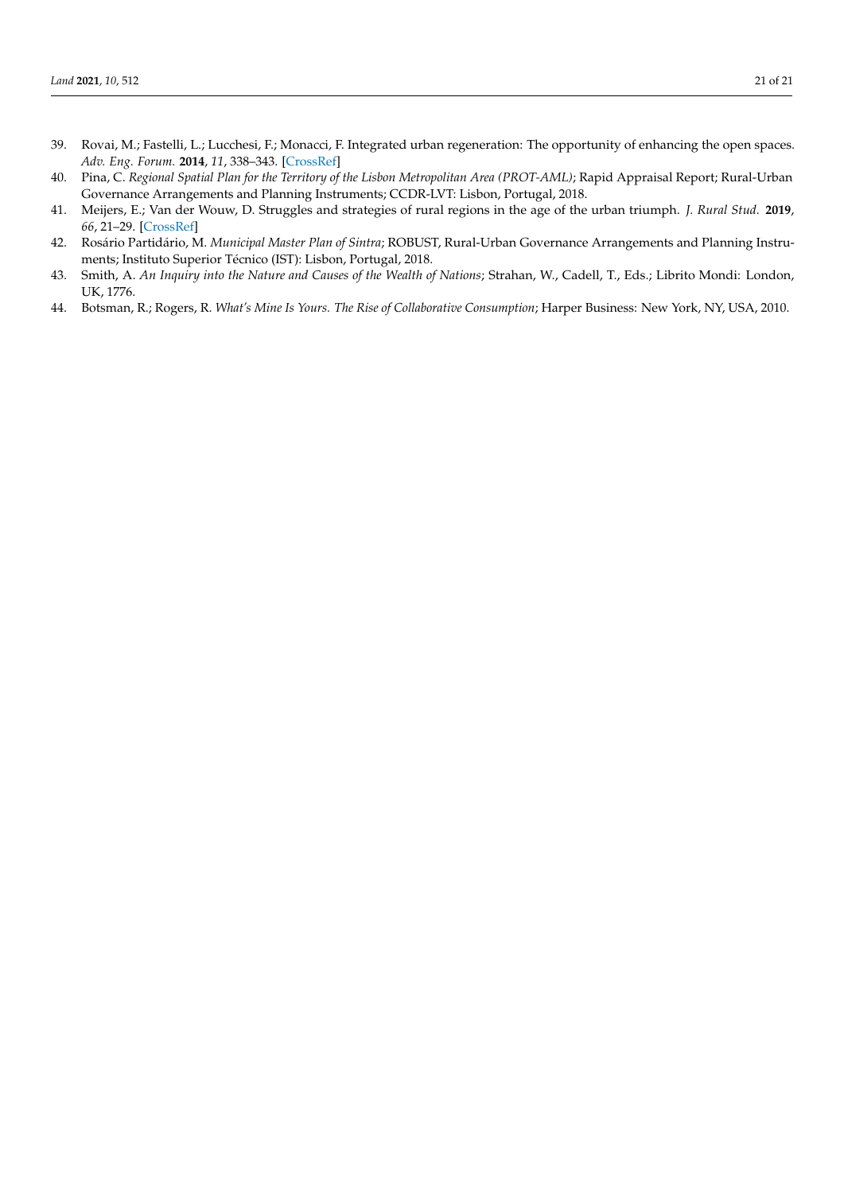39. Rovai, M.; Fastelli, L.; Lucchesi, F.; Monacci, F. Integrated urban regeneration: The opportunity of enhancing the open spaces. *Adv. Eng. Forum.* **2014**, *11*, 338–343. [CrossRef]
40. Pina, C. *Regional Spatial Plan for the Territory of the Lisbon Metropolitan Area (PROT-AML)*; Rapid Appraisal Report; Rural-Urban Governance Arrangements and Planning Instruments; CCDR-LVT: Lisbon, Portugal, 2018.
41. Meijers, E.; Van der Wouw, D. Struggles and strategies of rural regions in the age of the urban triumph. *J. Rural Stud.* **2019**, *66*, 21–29. [CrossRef]
42. Rosário Partidário, M. *Municipal Master Plan of Sintra*; ROBUST, Rural-Urban Governance Arrangements and Planning Instruments; Instituto Superior Técnico (IST): Lisbon, Portugal, 2018.
43. Smith, A. *An Inquiry into the Nature and Causes of the Wealth of Nations*; Strahan, W., Cadell, T., Eds.; Librito Mondi: London, UK, 1776.
44. Botsman, R.; Rogers, R. *What's Mine Is Yours. The Rise of Collaborative Consumption*; Harper Business: New York, NY, USA, 2010.